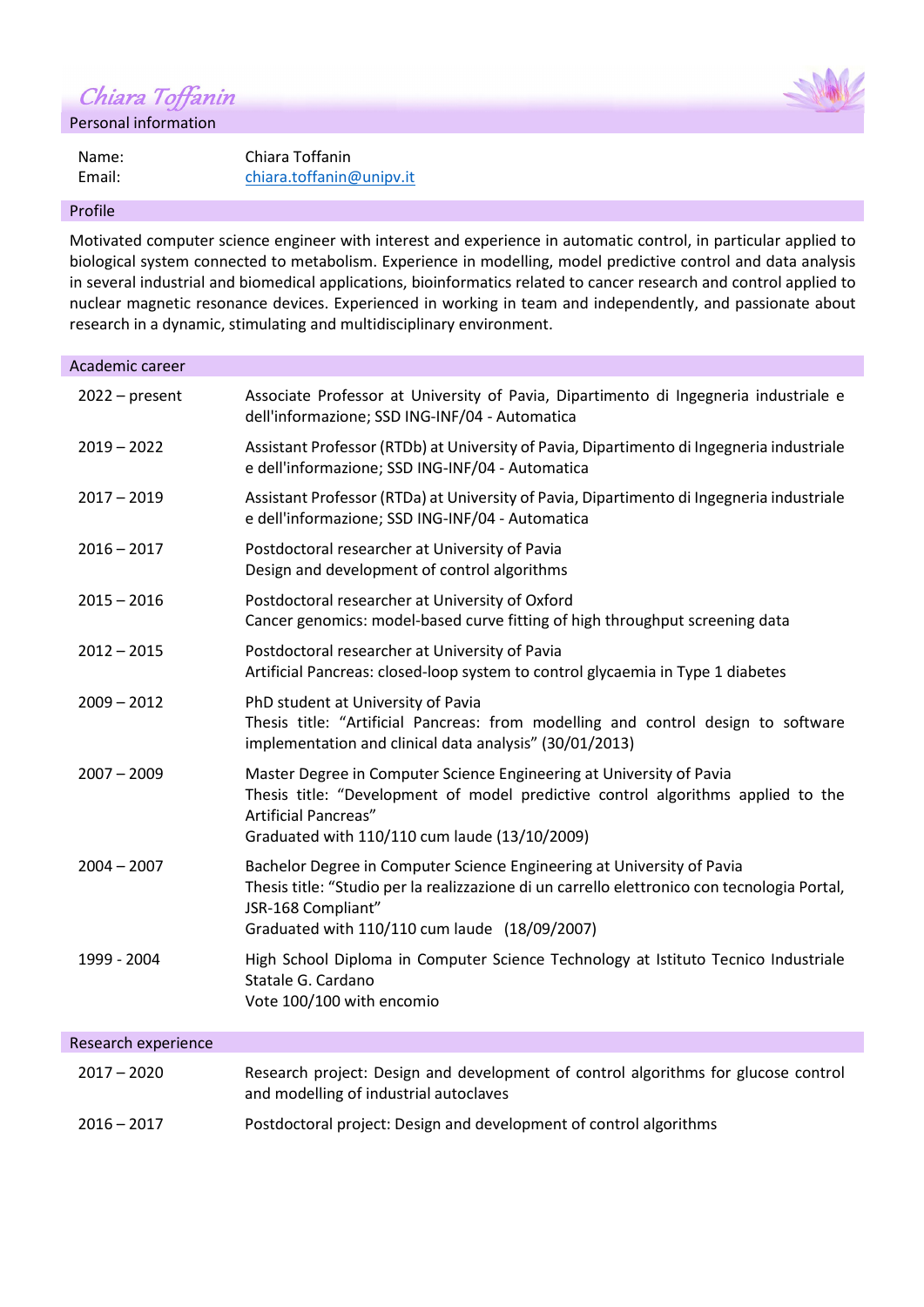# Chiara Toffanin

## Personal information

| | |
|---|---|
| Name: | Chiara Toffanin |
| Email: | chiara.toffanin@unipv.it |

## Profile

Motivated computer science engineer with interest and experience in automatic control, in particular applied to biological system connected to metabolism. Experience in modelling, model predictive control and data analysis in several industrial and biomedical applications, bioinformatics related to cancer research and control applied to nuclear magnetic resonance devices. Experienced in working in team and independently, and passionate about research in a dynamic, stimulating and multidisciplinary environment.

## Academic career

| | |
|---|---|
| 2022 – present | Associate Professor at University of Pavia, Dipartimento di Ingegneria industriale e dell'informazione; SSD ING-INF/04 - Automatica |
| 2019 – 2022 | Assistant Professor (RTDb) at University of Pavia, Dipartimento di Ingegneria industriale e dell'informazione; SSD ING-INF/04 - Automatica |
| 2017 – 2019 | Assistant Professor (RTDa) at University of Pavia, Dipartimento di Ingegneria industriale e dell'informazione; SSD ING-INF/04 - Automatica |
| 2016 – 2017 | Postdoctoral researcher at University of Pavia<br>Design and development of control algorithms |
| 2015 – 2016 | Postdoctoral researcher at University of Oxford<br>Cancer genomics: model-based curve fitting of high throughput screening data |
| 2012 – 2015 | Postdoctoral researcher at University of Pavia<br>Artificial Pancreas: closed-loop system to control glycaemia in Type 1 diabetes |
| 2009 – 2012 | PhD student at University of Pavia<br>Thesis title: "Artificial Pancreas: from modelling and control design to software implementation and clinical data analysis" (30/01/2013) |
| 2007 – 2009 | Master Degree in Computer Science Engineering at University of Pavia<br>Thesis title: "Development of model predictive control algorithms applied to the Artificial Pancreas"<br>Graduated with 110/110 cum laude (13/10/2009) |
| 2004 – 2007 | Bachelor Degree in Computer Science Engineering at University of Pavia<br>Thesis title: "Studio per la realizzazione di un carrello elettronico con tecnologia Portal, JSR-168 Compliant"<br>Graduated with 110/110 cum laude (18/09/2007) |
| 1999 - 2004 | High School Diploma in Computer Science Technology at Istituto Tecnico Industriale Statale G. Cardano<br>Vote 100/100 with encomio |

## Research experience

| | |
|---|---|
| 2017 – 2020 | Research project: Design and development of control algorithms for glucose control and modelling of industrial autoclaves |
| 2016 – 2017 | Postdoctoral project: Design and development of control algorithms |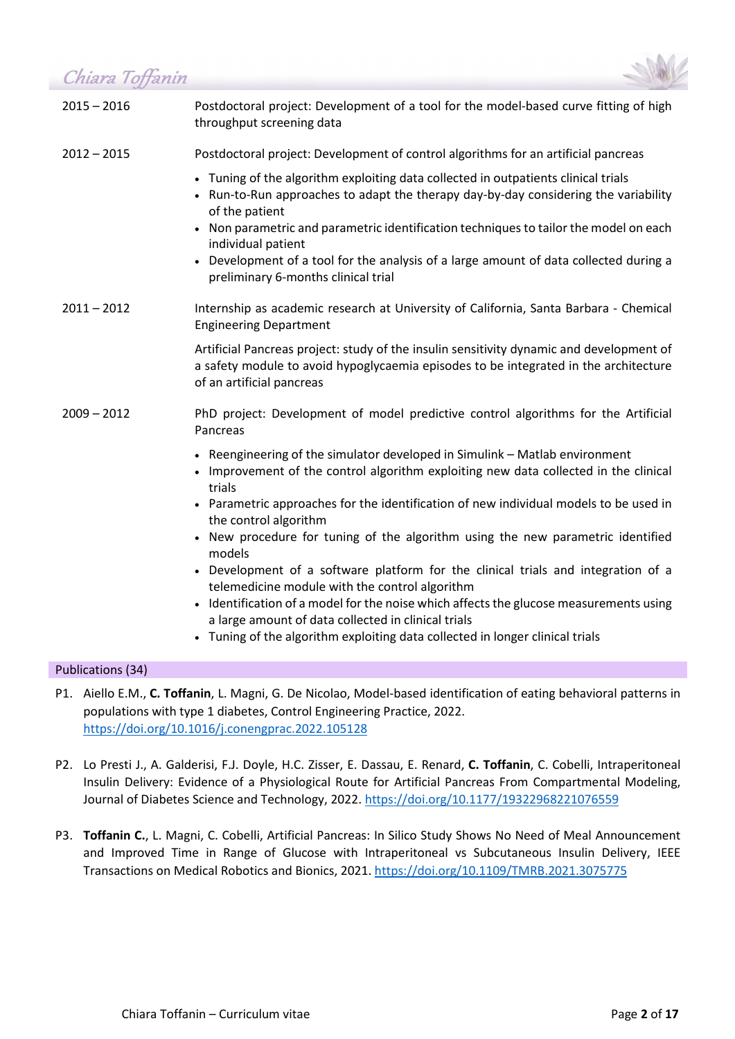| | |
|---|---|
| 2015 – 2016 | Postdoctoral project: Development of a tool for the model-based curve fitting of high throughput screening data |
| 2012 – 2015 | Postdoctoral project: Development of control algorithms for an artificial pancreas<br>• Tuning of the algorithm exploiting data collected in outpatients clinical trials<br>• Run-to-Run approaches to adapt the therapy day-by-day considering the variability of the patient<br>• Non parametric and parametric identification techniques to tailor the model on each individual patient<br>• Development of a tool for the analysis of a large amount of data collected during a preliminary 6-months clinical trial |
| 2011 – 2012 | Internship as academic research at University of California, Santa Barbara - Chemical Engineering Department<br>Artificial Pancreas project: study of the insulin sensitivity dynamic and development of a safety module to avoid hypoglycaemia episodes to be integrated in the architecture of an artificial pancreas |
| 2009 – 2012 | PhD project: Development of model predictive control algorithms for the Artificial Pancreas<br>• Reengineering of the simulator developed in Simulink – Matlab environment<br>• Improvement of the control algorithm exploiting new data collected in the clinical trials<br>• Parametric approaches for the identification of new individual models to be used in the control algorithm<br>• New procedure for tuning of the algorithm using the new parametric identified models<br>• Development of a software platform for the clinical trials and integration of a telemedicine module with the control algorithm<br>• Identification of a model for the noise which affects the glucose measurements using a large amount of data collected in clinical trials<br>• Tuning of the algorithm exploiting data collected in longer clinical trials |

## Publications (34)

P1. Aiello E.M., **C. Toffanin**, L. Magni, G. De Nicolao, Model-based identification of eating behavioral patterns in populations with type 1 diabetes, Control Engineering Practice, 2022. https://doi.org/10.1016/j.conengprac.2022.105128

P2. Lo Presti J., A. Galderisi, F.J. Doyle, H.C. Zisser, E. Dassau, E. Renard, **C. Toffanin**, C. Cobelli, Intraperitoneal Insulin Delivery: Evidence of a Physiological Route for Artificial Pancreas From Compartmental Modeling, Journal of Diabetes Science and Technology, 2022. https://doi.org/10.1177/19322968221076559

P3. **Toffanin C.**, L. Magni, C. Cobelli, Artificial Pancreas: In Silico Study Shows No Need of Meal Announcement and Improved Time in Range of Glucose with Intraperitoneal vs Subcutaneous Insulin Delivery, IEEE Transactions on Medical Robotics and Bionics, 2021. https://doi.org/10.1109/TMRB.2021.3075775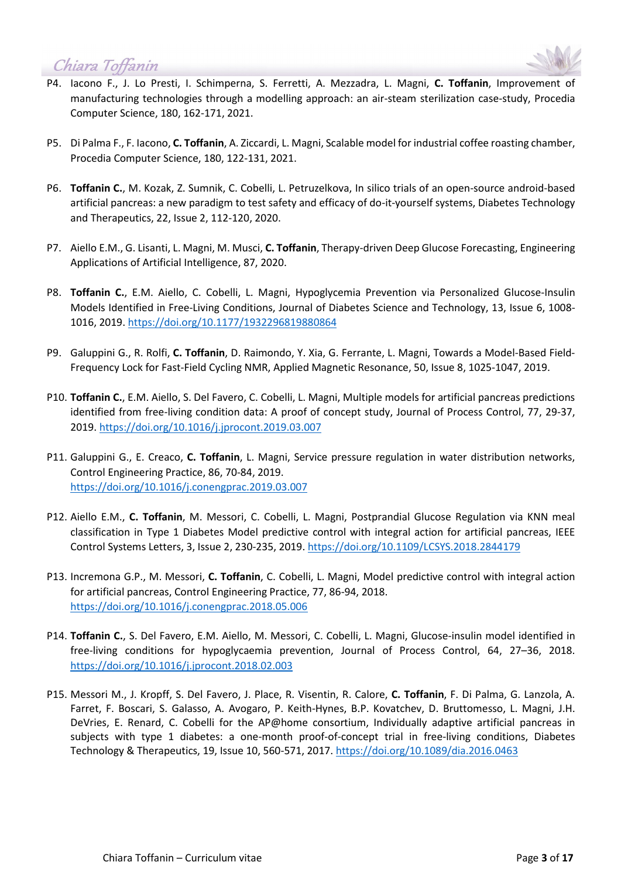P4. Iacono F., J. Lo Presti, I. Schimperna, S. Ferretti, A. Mezzadra, L. Magni, **C. Toffanin**, Improvement of manufacturing technologies through a modelling approach: an air-steam sterilization case-study, Procedia Computer Science, 180, 162-171, 2021.

P5. Di Palma F., F. Iacono, **C. Toffanin**, A. Ziccardi, L. Magni, Scalable model for industrial coffee roasting chamber, Procedia Computer Science, 180, 122-131, 2021.

P6. **Toffanin C.**, M. Kozak, Z. Sumnik, C. Cobelli, L. Petruzelkova, In silico trials of an open-source android-based artificial pancreas: a new paradigm to test safety and efficacy of do-it-yourself systems, Diabetes Technology and Therapeutics, 22, Issue 2, 112-120, 2020.

P7. Aiello E.M., G. Lisanti, L. Magni, M. Musci, **C. Toffanin**, Therapy-driven Deep Glucose Forecasting, Engineering Applications of Artificial Intelligence, 87, 2020.

P8. **Toffanin C.**, E.M. Aiello, C. Cobelli, L. Magni, Hypoglycemia Prevention via Personalized Glucose-Insulin Models Identified in Free-Living Conditions, Journal of Diabetes Science and Technology, 13, Issue 6, 1008-1016, 2019. https://doi.org/10.1177/1932296819880864

P9. Galuppini G., R. Rolfi, **C. Toffanin**, D. Raimondo, Y. Xia, G. Ferrante, L. Magni, Towards a Model-Based Field-Frequency Lock for Fast-Field Cycling NMR, Applied Magnetic Resonance, 50, Issue 8, 1025-1047, 2019.

P10. **Toffanin C.**, E.M. Aiello, S. Del Favero, C. Cobelli, L. Magni, Multiple models for artificial pancreas predictions identified from free-living condition data: A proof of concept study, Journal of Process Control, 77, 29-37, 2019. https://doi.org/10.1016/j.jprocont.2019.03.007

P11. Galuppini G., E. Creaco, **C. Toffanin**, L. Magni, Service pressure regulation in water distribution networks, Control Engineering Practice, 86, 70-84, 2019. https://doi.org/10.1016/j.conengprac.2019.03.007

P12. Aiello E.M., **C. Toffanin**, M. Messori, C. Cobelli, L. Magni, Postprandial Glucose Regulation via KNN meal classification in Type 1 Diabetes Model predictive control with integral action for artificial pancreas, IEEE Control Systems Letters, 3, Issue 2, 230-235, 2019. https://doi.org/10.1109/LCSYS.2018.2844179

P13. Incremona G.P., M. Messori, **C. Toffanin**, C. Cobelli, L. Magni, Model predictive control with integral action for artificial pancreas, Control Engineering Practice, 77, 86-94, 2018. https://doi.org/10.1016/j.conengprac.2018.05.006

P14. **Toffanin C.**, S. Del Favero, E.M. Aiello, M. Messori, C. Cobelli, L. Magni, Glucose-insulin model identified in free-living conditions for hypoglycaemia prevention, Journal of Process Control, 64, 27–36, 2018. https://doi.org/10.1016/j.jprocont.2018.02.003

P15. Messori M., J. Kropff, S. Del Favero, J. Place, R. Visentin, R. Calore, **C. Toffanin**, F. Di Palma, G. Lanzola, A. Farret, F. Boscari, S. Galasso, A. Avogaro, P. Keith-Hynes, B.P. Kovatchev, D. Bruttomesso, L. Magni, J.H. DeVries, E. Renard, C. Cobelli for the AP@home consortium, Individually adaptive artificial pancreas in subjects with type 1 diabetes: a one-month proof-of-concept trial in free-living conditions, Diabetes Technology & Therapeutics, 19, Issue 10, 560-571, 2017. https://doi.org/10.1089/dia.2016.0463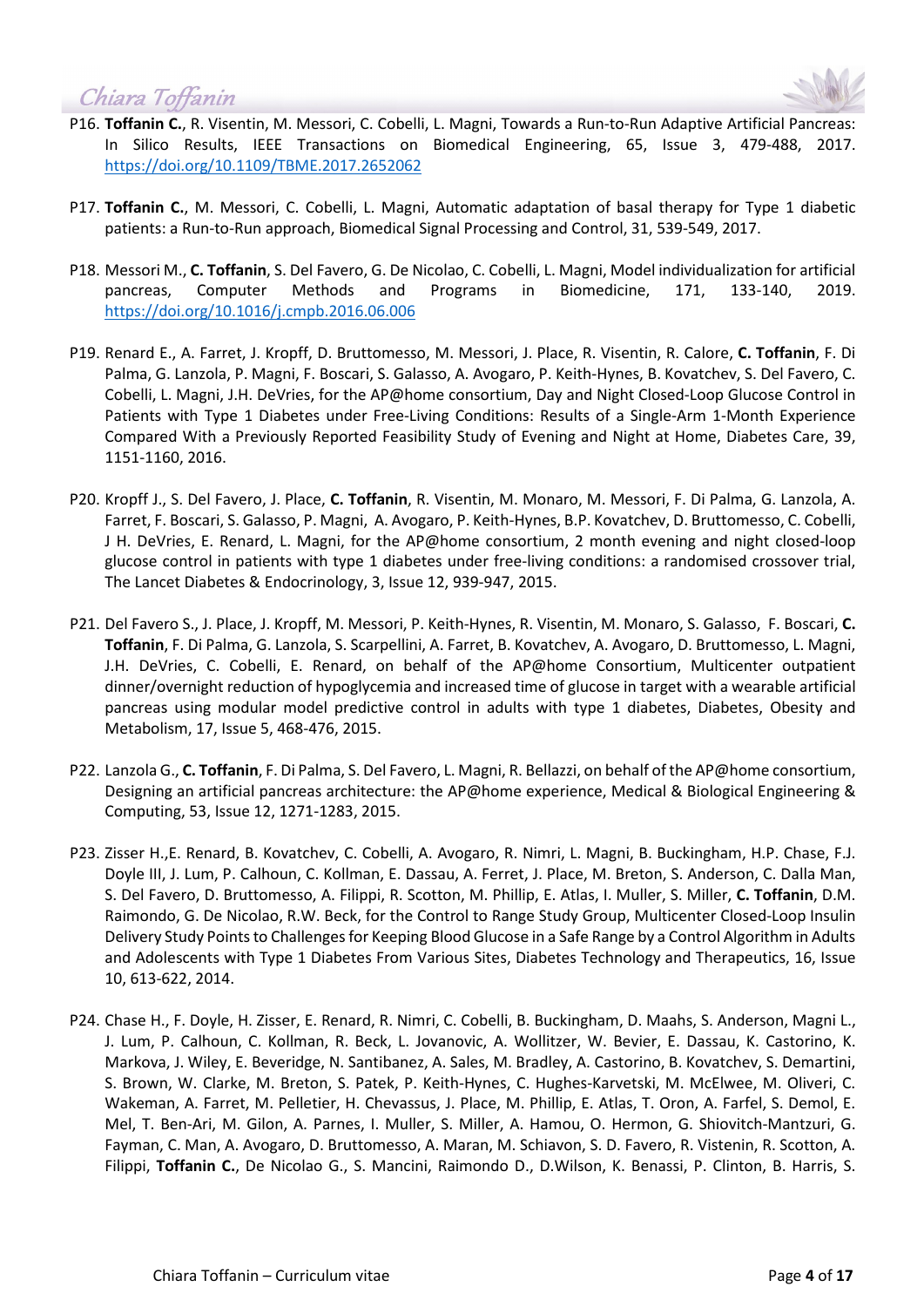P16. **Toffanin C.**, R. Visentin, M. Messori, C. Cobelli, L. Magni, Towards a Run-to-Run Adaptive Artificial Pancreas: In Silico Results, IEEE Transactions on Biomedical Engineering, 65, Issue 3, 479-488, 2017. https://doi.org/10.1109/TBME.2017.2652062

P17. **Toffanin C.**, M. Messori, C. Cobelli, L. Magni, Automatic adaptation of basal therapy for Type 1 diabetic patients: a Run-to-Run approach, Biomedical Signal Processing and Control, 31, 539-549, 2017.

P18. Messori M., **C. Toffanin**, S. Del Favero, G. De Nicolao, C. Cobelli, L. Magni, Model individualization for artificial pancreas, Computer Methods and Programs in Biomedicine, 171, 133-140, 2019. https://doi.org/10.1016/j.cmpb.2016.06.006

P19. Renard E., A. Farret, J. Kropff, D. Bruttomesso, M. Messori, J. Place, R. Visentin, R. Calore, **C. Toffanin**, F. Di Palma, G. Lanzola, P. Magni, F. Boscari, S. Galasso, A. Avogaro, P. Keith-Hynes, B. Kovatchev, S. Del Favero, C. Cobelli, L. Magni, J.H. DeVries, for the AP@home consortium, Day and Night Closed-Loop Glucose Control in Patients with Type 1 Diabetes under Free-Living Conditions: Results of a Single-Arm 1-Month Experience Compared With a Previously Reported Feasibility Study of Evening and Night at Home, Diabetes Care, 39, 1151-1160, 2016.

P20. Kropff J., S. Del Favero, J. Place, **C. Toffanin**, R. Visentin, M. Monaro, M. Messori, F. Di Palma, G. Lanzola, A. Farret, F. Boscari, S. Galasso, P. Magni, A. Avogaro, P. Keith-Hynes, B.P. Kovatchev, D. Bruttomesso, C. Cobelli, J H. DeVries, E. Renard, L. Magni, for the AP@home consortium, 2 month evening and night closed-loop glucose control in patients with type 1 diabetes under free-living conditions: a randomised crossover trial, The Lancet Diabetes & Endocrinology, 3, Issue 12, 939-947, 2015.

P21. Del Favero S., J. Place, J. Kropff, M. Messori, P. Keith-Hynes, R. Visentin, M. Monaro, S. Galasso, F. Boscari, **C. Toffanin**, F. Di Palma, G. Lanzola, S. Scarpellini, A. Farret, B. Kovatchev, A. Avogaro, D. Bruttomesso, L. Magni, J.H. DeVries, C. Cobelli, E. Renard, on behalf of the AP@home Consortium, Multicenter outpatient dinner/overnight reduction of hypoglycemia and increased time of glucose in target with a wearable artificial pancreas using modular model predictive control in adults with type 1 diabetes, Diabetes, Obesity and Metabolism, 17, Issue 5, 468-476, 2015.

P22. Lanzola G., **C. Toffanin**, F. Di Palma, S. Del Favero, L. Magni, R. Bellazzi, on behalf of the AP@home consortium, Designing an artificial pancreas architecture: the AP@home experience, Medical & Biological Engineering & Computing, 53, Issue 12, 1271-1283, 2015.

P23. Zisser H.,E. Renard, B. Kovatchev, C. Cobelli, A. Avogaro, R. Nimri, L. Magni, B. Buckingham, H.P. Chase, F.J. Doyle III, J. Lum, P. Calhoun, C. Kollman, E. Dassau, A. Ferret, J. Place, M. Breton, S. Anderson, C. Dalla Man, S. Del Favero, D. Bruttomesso, A. Filippi, R. Scotton, M. Phillip, E. Atlas, I. Muller, S. Miller, **C. Toffanin**, D.M. Raimondo, G. De Nicolao, R.W. Beck, for the Control to Range Study Group, Multicenter Closed-Loop Insulin Delivery Study Points to Challenges for Keeping Blood Glucose in a Safe Range by a Control Algorithm in Adults and Adolescents with Type 1 Diabetes From Various Sites, Diabetes Technology and Therapeutics, 16, Issue 10, 613-622, 2014.

P24. Chase H., F. Doyle, H. Zisser, E. Renard, R. Nimri, C. Cobelli, B. Buckingham, D. Maahs, S. Anderson, Magni L., J. Lum, P. Calhoun, C. Kollman, R. Beck, L. Jovanovic, A. Wollitzer, W. Bevier, E. Dassau, K. Castorino, K. Markova, J. Wiley, E. Beveridge, N. Santibanez, A. Sales, M. Bradley, A. Castorino, B. Kovatchev, S. Demartini, S. Brown, W. Clarke, M. Breton, S. Patek, P. Keith-Hynes, C. Hughes-Karvetski, M. McElwee, M. Oliveri, C. Wakeman, A. Farret, M. Pelletier, H. Chevassus, J. Place, M. Phillip, E. Atlas, T. Oron, A. Farfel, S. Demol, E. Mel, T. Ben-Ari, M. Gilon, A. Parnes, I. Muller, S. Miller, A. Hamou, O. Hermon, G. Shiovitch-Mantzuri, G. Fayman, C. Man, A. Avogaro, D. Bruttomesso, A. Maran, M. Schiavon, S. D. Favero, R. Vistenin, R. Scotton, A. Filippi, **Toffanin C.**, De Nicolao G., S. Mancini, Raimondo D., D.Wilson, K. Benassi, P. Clinton, B. Harris, S.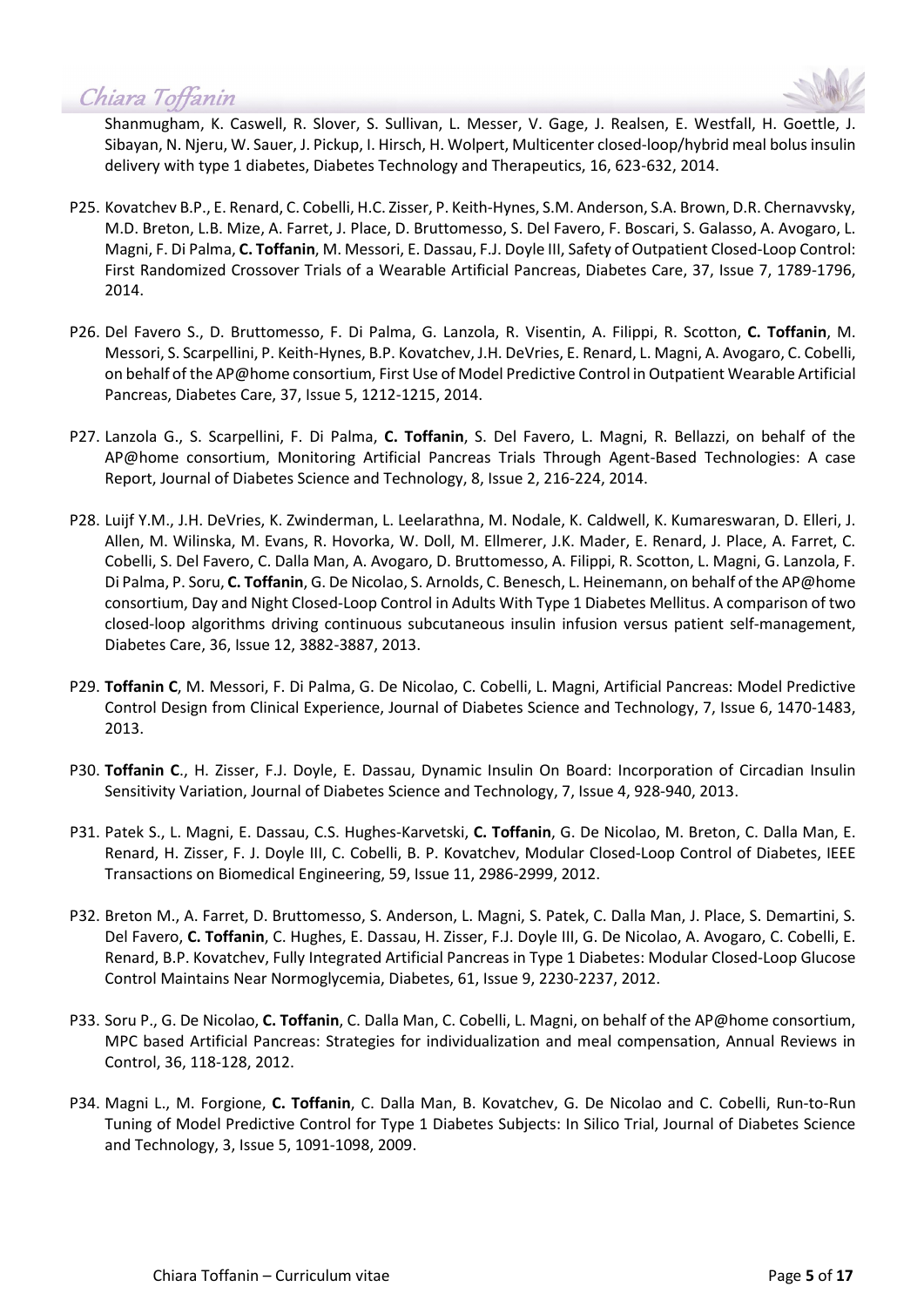Shanmugham, K. Caswell, R. Slover, S. Sullivan, L. Messer, V. Gage, J. Realsen, E. Westfall, H. Goettle, J. Sibayan, N. Njeru, W. Sauer, J. Pickup, I. Hirsch, H. Wolpert, Multicenter closed-loop/hybrid meal bolus insulin delivery with type 1 diabetes, Diabetes Technology and Therapeutics, 16, 623-632, 2014.

P25. Kovatchev B.P., E. Renard, C. Cobelli, H.C. Zisser, P. Keith-Hynes, S.M. Anderson, S.A. Brown, D.R. Chernavvsky, M.D. Breton, L.B. Mize, A. Farret, J. Place, D. Bruttomesso, S. Del Favero, F. Boscari, S. Galasso, A. Avogaro, L. Magni, F. Di Palma, **C. Toffanin**, M. Messori, E. Dassau, F.J. Doyle III, Safety of Outpatient Closed-Loop Control: First Randomized Crossover Trials of a Wearable Artificial Pancreas, Diabetes Care, 37, Issue 7, 1789-1796, 2014.

P26. Del Favero S., D. Bruttomesso, F. Di Palma, G. Lanzola, R. Visentin, A. Filippi, R. Scotton, **C. Toffanin**, M. Messori, S. Scarpellini, P. Keith-Hynes, B.P. Kovatchev, J.H. DeVries, E. Renard, L. Magni, A. Avogaro, C. Cobelli, on behalf of the AP@home consortium, First Use of Model Predictive Control in Outpatient Wearable Artificial Pancreas, Diabetes Care, 37, Issue 5, 1212-1215, 2014.

P27. Lanzola G., S. Scarpellini, F. Di Palma, **C. Toffanin**, S. Del Favero, L. Magni, R. Bellazzi, on behalf of the AP@home consortium, Monitoring Artificial Pancreas Trials Through Agent-Based Technologies: A case Report, Journal of Diabetes Science and Technology, 8, Issue 2, 216-224, 2014.

P28. Luijf Y.M., J.H. DeVries, K. Zwinderman, L. Leelarathna, M. Nodale, K. Caldwell, K. Kumareswaran, D. Elleri, J. Allen, M. Wilinska, M. Evans, R. Hovorka, W. Doll, M. Ellmerer, J.K. Mader, E. Renard, J. Place, A. Farret, C. Cobelli, S. Del Favero, C. Dalla Man, A. Avogaro, D. Bruttomesso, A. Filippi, R. Scotton, L. Magni, G. Lanzola, F. Di Palma, P. Soru, **C. Toffanin**, G. De Nicolao, S. Arnolds, C. Benesch, L. Heinemann, on behalf of the AP@home consortium, Day and Night Closed-Loop Control in Adults With Type 1 Diabetes Mellitus. A comparison of two closed-loop algorithms driving continuous subcutaneous insulin infusion versus patient self-management, Diabetes Care, 36, Issue 12, 3882-3887, 2013.

P29. **Toffanin C**, M. Messori, F. Di Palma, G. De Nicolao, C. Cobelli, L. Magni, Artificial Pancreas: Model Predictive Control Design from Clinical Experience, Journal of Diabetes Science and Technology, 7, Issue 6, 1470-1483, 2013.

P30. **Toffanin C**., H. Zisser, F.J. Doyle, E. Dassau, Dynamic Insulin On Board: Incorporation of Circadian Insulin Sensitivity Variation, Journal of Diabetes Science and Technology, 7, Issue 4, 928-940, 2013.

P31. Patek S., L. Magni, E. Dassau, C.S. Hughes-Karvetski, **C. Toffanin**, G. De Nicolao, M. Breton, C. Dalla Man, E. Renard, H. Zisser, F. J. Doyle III, C. Cobelli, B. P. Kovatchev, Modular Closed-Loop Control of Diabetes, IEEE Transactions on Biomedical Engineering, 59, Issue 11, 2986-2999, 2012.

P32. Breton M., A. Farret, D. Bruttomesso, S. Anderson, L. Magni, S. Patek, C. Dalla Man, J. Place, S. Demartini, S. Del Favero, **C. Toffanin**, C. Hughes, E. Dassau, H. Zisser, F.J. Doyle III, G. De Nicolao, A. Avogaro, C. Cobelli, E. Renard, B.P. Kovatchev, Fully Integrated Artificial Pancreas in Type 1 Diabetes: Modular Closed-Loop Glucose Control Maintains Near Normoglycemia, Diabetes, 61, Issue 9, 2230-2237, 2012.

P33. Soru P., G. De Nicolao, **C. Toffanin**, C. Dalla Man, C. Cobelli, L. Magni, on behalf of the AP@home consortium, MPC based Artificial Pancreas: Strategies for individualization and meal compensation, Annual Reviews in Control, 36, 118-128, 2012.

P34. Magni L., M. Forgione, **C. Toffanin**, C. Dalla Man, B. Kovatchev, G. De Nicolao and C. Cobelli, Run-to-Run Tuning of Model Predictive Control for Type 1 Diabetes Subjects: In Silico Trial, Journal of Diabetes Science and Technology, 3, Issue 5, 1091-1098, 2009.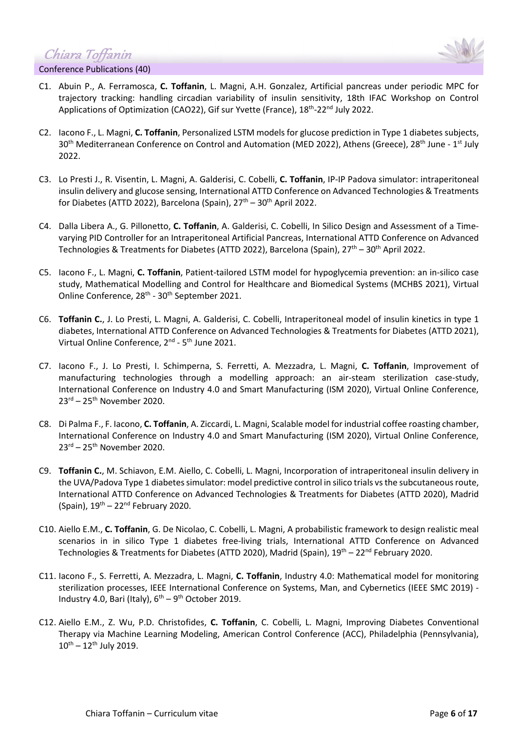## Conference Publications (40)

C1. Abuin P., A. Ferramosca, **C. Toffanin**, L. Magni, A.H. Gonzalez, Artificial pancreas under periodic MPC for trajectory tracking: handling circadian variability of insulin sensitivity, 18th IFAC Workshop on Control Applications of Optimization (CAO22), Gif sur Yvette (France), 18th-22nd July 2022.

C2. Iacono F., L. Magni, **C. Toffanin**, Personalized LSTM models for glucose prediction in Type 1 diabetes subjects, 30th Mediterranean Conference on Control and Automation (MED 2022), Athens (Greece), 28th June - 1st July 2022.

C3. Lo Presti J., R. Visentin, L. Magni, A. Galderisi, C. Cobelli, **C. Toffanin**, IP-IP Padova simulator: intraperitoneal insulin delivery and glucose sensing, International ATTD Conference on Advanced Technologies & Treatments for Diabetes (ATTD 2022), Barcelona (Spain), 27th – 30th April 2022.

C4. Dalla Libera A., G. Pillonetto, **C. Toffanin**, A. Galderisi, C. Cobelli, In Silico Design and Assessment of a Time-varying PID Controller for an Intraperitoneal Artificial Pancreas, International ATTD Conference on Advanced Technologies & Treatments for Diabetes (ATTD 2022), Barcelona (Spain), 27th – 30th April 2022.

C5. Iacono F., L. Magni, **C. Toffanin**, Patient-tailored LSTM model for hypoglycemia prevention: an in-silico case study, Mathematical Modelling and Control for Healthcare and Biomedical Systems (MCHBS 2021), Virtual Online Conference, 28th - 30th September 2021.

C6. **Toffanin C.**, J. Lo Presti, L. Magni, A. Galderisi, C. Cobelli, Intraperitoneal model of insulin kinetics in type 1 diabetes, International ATTD Conference on Advanced Technologies & Treatments for Diabetes (ATTD 2021), Virtual Online Conference, 2nd - 5th June 2021.

C7. Iacono F., J. Lo Presti, I. Schimperna, S. Ferretti, A. Mezzadra, L. Magni, **C. Toffanin**, Improvement of manufacturing technologies through a modelling approach: an air-steam sterilization case-study, International Conference on Industry 4.0 and Smart Manufacturing (ISM 2020), Virtual Online Conference, 23rd – 25th November 2020.

C8. Di Palma F., F. Iacono, **C. Toffanin**, A. Ziccardi, L. Magni, Scalable model for industrial coffee roasting chamber, International Conference on Industry 4.0 and Smart Manufacturing (ISM 2020), Virtual Online Conference, 23rd – 25th November 2020.

C9. **Toffanin C.**, M. Schiavon, E.M. Aiello, C. Cobelli, L. Magni, Incorporation of intraperitoneal insulin delivery in the UVA/Padova Type 1 diabetes simulator: model predictive control in silico trials vs the subcutaneous route, International ATTD Conference on Advanced Technologies & Treatments for Diabetes (ATTD 2020), Madrid (Spain), 19th – 22nd February 2020.

C10. Aiello E.M., **C. Toffanin**, G. De Nicolao, C. Cobelli, L. Magni, A probabilistic framework to design realistic meal scenarios in in silico Type 1 diabetes free-living trials, International ATTD Conference on Advanced Technologies & Treatments for Diabetes (ATTD 2020), Madrid (Spain), 19th – 22nd February 2020.

C11. Iacono F., S. Ferretti, A. Mezzadra, L. Magni, **C. Toffanin**, Industry 4.0: Mathematical model for monitoring sterilization processes, IEEE International Conference on Systems, Man, and Cybernetics (IEEE SMC 2019) - Industry 4.0, Bari (Italy), 6th – 9th October 2019.

C12. Aiello E.M., Z. Wu, P.D. Christofides, **C. Toffanin**, C. Cobelli, L. Magni, Improving Diabetes Conventional Therapy via Machine Learning Modeling, American Control Conference (ACC), Philadelphia (Pennsylvania), 10th – 12th July 2019.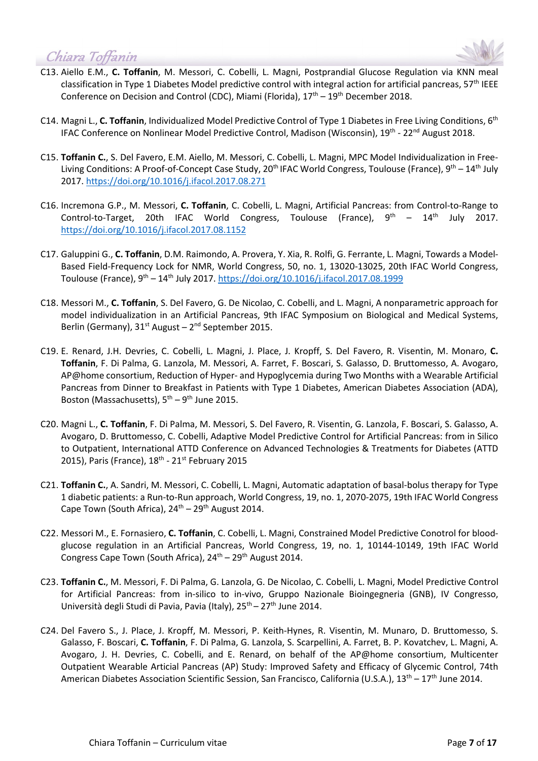C13. Aiello E.M., **C. Toffanin**, M. Messori, C. Cobelli, L. Magni, Postprandial Glucose Regulation via KNN meal classification in Type 1 Diabetes Model predictive control with integral action for artificial pancreas, 57th IEEE Conference on Decision and Control (CDC), Miami (Florida), 17th – 19th December 2018.

C14. Magni L., **C. Toffanin**, Individualized Model Predictive Control of Type 1 Diabetes in Free Living Conditions, 6th IFAC Conference on Nonlinear Model Predictive Control, Madison (Wisconsin), 19th - 22nd August 2018.

C15. **Toffanin C.**, S. Del Favero, E.M. Aiello, M. Messori, C. Cobelli, L. Magni, MPC Model Individualization in Free-Living Conditions: A Proof-of-Concept Case Study, 20th IFAC World Congress, Toulouse (France), 9th – 14th July 2017. https://doi.org/10.1016/j.ifacol.2017.08.271

C16. Incremona G.P., M. Messori, **C. Toffanin**, C. Cobelli, L. Magni, Artificial Pancreas: from Control-to-Range to Control-to-Target, 20th IFAC World Congress, Toulouse (France), 9th – 14th July 2017. https://doi.org/10.1016/j.ifacol.2017.08.1152

C17. Galuppini G., **C. Toffanin**, D.M. Raimondo, A. Provera, Y. Xia, R. Rolfi, G. Ferrante, L. Magni, Towards a Model-Based Field-Frequency Lock for NMR, World Congress, 50, no. 1, 13020-13025, 20th IFAC World Congress, Toulouse (France), 9th – 14th July 2017. https://doi.org/10.1016/j.ifacol.2017.08.1999

C18. Messori M., **C. Toffanin**, S. Del Favero, G. De Nicolao, C. Cobelli, and L. Magni, A nonparametric approach for model individualization in an Artificial Pancreas, 9th IFAC Symposium on Biological and Medical Systems, Berlin (Germany), 31st August – 2nd September 2015.

C19. E. Renard, J.H. Devries, C. Cobelli, L. Magni, J. Place, J. Kropff, S. Del Favero, R. Visentin, M. Monaro, **C. Toffanin**, F. Di Palma, G. Lanzola, M. Messori, A. Farret, F. Boscari, S. Galasso, D. Bruttomesso, A. Avogaro, AP@home consortium, Reduction of Hyper- and Hypoglycemia during Two Months with a Wearable Artificial Pancreas from Dinner to Breakfast in Patients with Type 1 Diabetes, American Diabetes Association (ADA), Boston (Massachusetts), 5th – 9th June 2015.

C20. Magni L., **C. Toffanin**, F. Di Palma, M. Messori, S. Del Favero, R. Visentin, G. Lanzola, F. Boscari, S. Galasso, A. Avogaro, D. Bruttomesso, C. Cobelli, Adaptive Model Predictive Control for Artificial Pancreas: from in Silico to Outpatient, International ATTD Conference on Advanced Technologies & Treatments for Diabetes (ATTD 2015), Paris (France), 18th - 21st February 2015

C21. **Toffanin C.**, A. Sandri, M. Messori, C. Cobelli, L. Magni, Automatic adaptation of basal-bolus therapy for Type 1 diabetic patients: a Run-to-Run approach, World Congress, 19, no. 1, 2070-2075, 19th IFAC World Congress Cape Town (South Africa), 24th – 29th August 2014.

C22. Messori M., E. Fornasiero, **C. Toffanin**, C. Cobelli, L. Magni, Constrained Model Predictive Conotrol for blood-glucose regulation in an Artificial Pancreas, World Congress, 19, no. 1, 10144-10149, 19th IFAC World Congress Cape Town (South Africa), 24th – 29th August 2014.

C23. **Toffanin C.**, M. Messori, F. Di Palma, G. Lanzola, G. De Nicolao, C. Cobelli, L. Magni, Model Predictive Control for Artificial Pancreas: from in-silico to in-vivo, Gruppo Nazionale Bioingegneria (GNB), IV Congresso, Università degli Studi di Pavia, Pavia (Italy), 25th – 27th June 2014.

C24. Del Favero S., J. Place, J. Kropff, M. Messori, P. Keith-Hynes, R. Visentin, M. Munaro, D. Bruttomesso, S. Galasso, F. Boscari, **C. Toffanin**, F. Di Palma, G. Lanzola, S. Scarpellini, A. Farret, B. P. Kovatchev, L. Magni, A. Avogaro, J. H. Devries, C. Cobelli, and E. Renard, on behalf of the AP@home consortium, Multicenter Outpatient Wearable Articial Pancreas (AP) Study: Improved Safety and Efficacy of Glycemic Control, 74th American Diabetes Association Scientific Session, San Francisco, California (U.S.A.), 13th – 17th June 2014.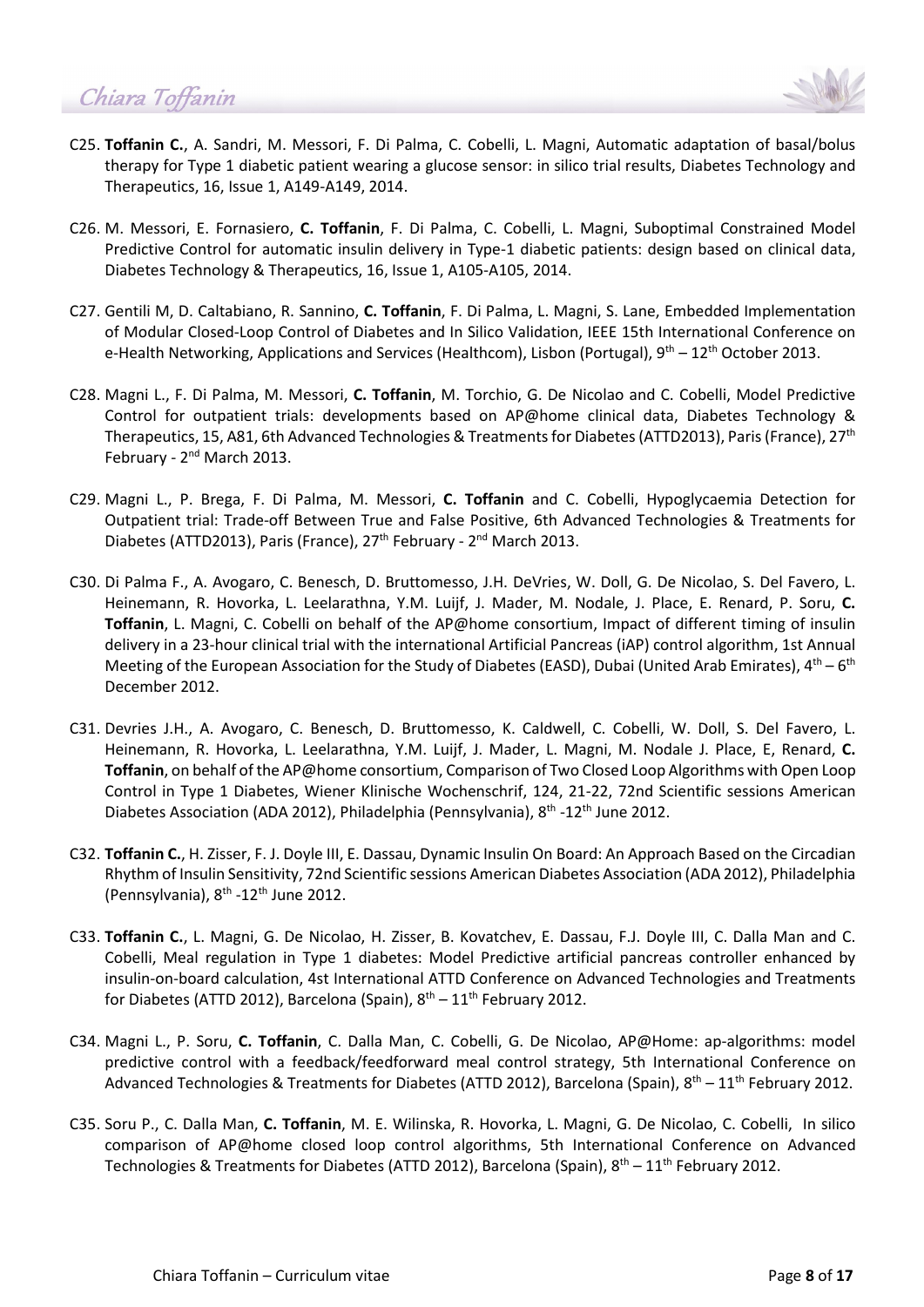C25. **Toffanin C.**, A. Sandri, M. Messori, F. Di Palma, C. Cobelli, L. Magni, Automatic adaptation of basal/bolus therapy for Type 1 diabetic patient wearing a glucose sensor: in silico trial results, Diabetes Technology and Therapeutics, 16, Issue 1, A149-A149, 2014.

C26. M. Messori, E. Fornasiero, **C. Toffanin**, F. Di Palma, C. Cobelli, L. Magni, Suboptimal Constrained Model Predictive Control for automatic insulin delivery in Type-1 diabetic patients: design based on clinical data, Diabetes Technology & Therapeutics, 16, Issue 1, A105-A105, 2014.

C27. Gentili M, D. Caltabiano, R. Sannino, **C. Toffanin**, F. Di Palma, L. Magni, S. Lane, Embedded Implementation of Modular Closed-Loop Control of Diabetes and In Silico Validation, IEEE 15th International Conference on e-Health Networking, Applications and Services (Healthcom), Lisbon (Portugal), 9th – 12th October 2013.

C28. Magni L., F. Di Palma, M. Messori, **C. Toffanin**, M. Torchio, G. De Nicolao and C. Cobelli, Model Predictive Control for outpatient trials: developments based on AP@home clinical data, Diabetes Technology & Therapeutics, 15, A81, 6th Advanced Technologies & Treatments for Diabetes (ATTD2013), Paris (France), 27th February - 2nd March 2013.

C29. Magni L., P. Brega, F. Di Palma, M. Messori, **C. Toffanin** and C. Cobelli, Hypoglycaemia Detection for Outpatient trial: Trade-off Between True and False Positive, 6th Advanced Technologies & Treatments for Diabetes (ATTD2013), Paris (France), 27th February - 2nd March 2013.

C30. Di Palma F., A. Avogaro, C. Benesch, D. Bruttomesso, J.H. DeVries, W. Doll, G. De Nicolao, S. Del Favero, L. Heinemann, R. Hovorka, L. Leelarathna, Y.M. Luijf, J. Mader, M. Nodale, J. Place, E. Renard, P. Soru, **C. Toffanin**, L. Magni, C. Cobelli on behalf of the AP@home consortium, Impact of different timing of insulin delivery in a 23-hour clinical trial with the international Artificial Pancreas (iAP) control algorithm, 1st Annual Meeting of the European Association for the Study of Diabetes (EASD), Dubai (United Arab Emirates), 4th – 6th December 2012.

C31. Devries J.H., A. Avogaro, C. Benesch, D. Bruttomesso, K. Caldwell, C. Cobelli, W. Doll, S. Del Favero, L. Heinemann, R. Hovorka, L. Leelarathna, Y.M. Luijf, J. Mader, L. Magni, M. Nodale J. Place, E, Renard, **C. Toffanin**, on behalf of the AP@home consortium, Comparison of Two Closed Loop Algorithms with Open Loop Control in Type 1 Diabetes, Wiener Klinische Wochenschrif, 124, 21-22, 72nd Scientific sessions American Diabetes Association (ADA 2012), Philadelphia (Pennsylvania), 8th -12th June 2012.

C32. **Toffanin C.**, H. Zisser, F. J. Doyle III, E. Dassau, Dynamic Insulin On Board: An Approach Based on the Circadian Rhythm of Insulin Sensitivity, 72nd Scientific sessions American Diabetes Association (ADA 2012), Philadelphia (Pennsylvania), 8th -12th June 2012.

C33. **Toffanin C.**, L. Magni, G. De Nicolao, H. Zisser, B. Kovatchev, E. Dassau, F.J. Doyle III, C. Dalla Man and C. Cobelli, Meal regulation in Type 1 diabetes: Model Predictive artificial pancreas controller enhanced by insulin-on-board calculation, 4st International ATTD Conference on Advanced Technologies and Treatments for Diabetes (ATTD 2012), Barcelona (Spain), 8th – 11th February 2012.

C34. Magni L., P. Soru, **C. Toffanin**, C. Dalla Man, C. Cobelli, G. De Nicolao, AP@Home: ap-algorithms: model predictive control with a feedback/feedforward meal control strategy, 5th International Conference on Advanced Technologies & Treatments for Diabetes (ATTD 2012), Barcelona (Spain), 8th – 11th February 2012.

C35. Soru P., C. Dalla Man, **C. Toffanin**, M. E. Wilinska, R. Hovorka, L. Magni, G. De Nicolao, C. Cobelli, In silico comparison of AP@home closed loop control algorithms, 5th International Conference on Advanced Technologies & Treatments for Diabetes (ATTD 2012), Barcelona (Spain), 8th – 11th February 2012.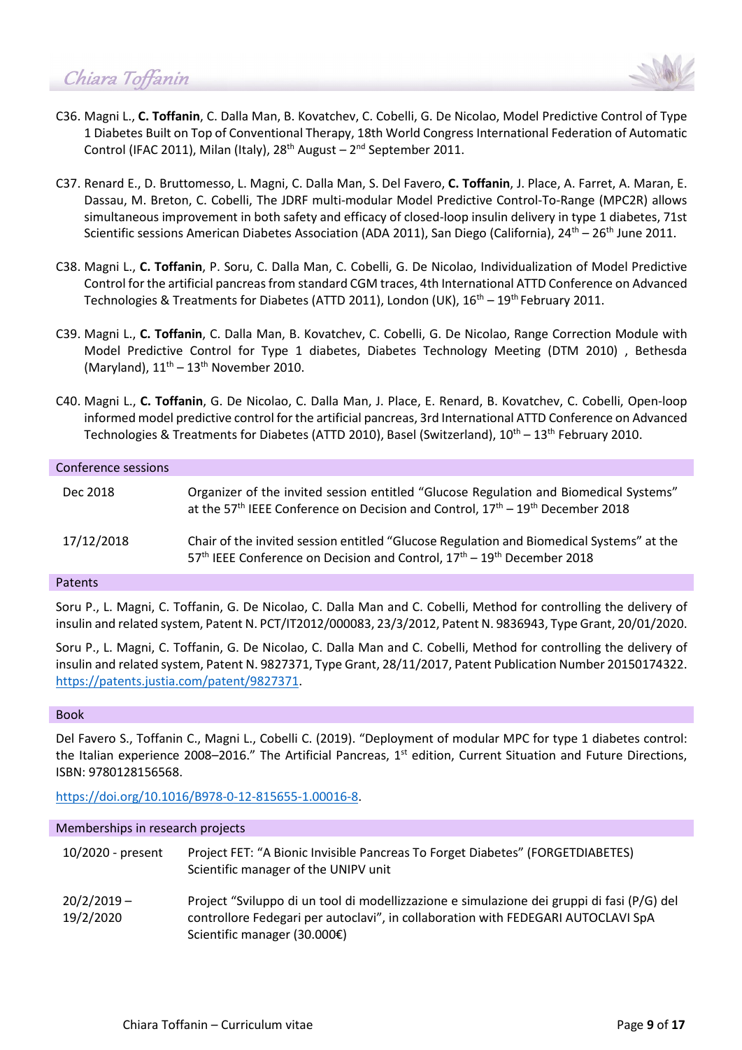C36. Magni L., **C. Toffanin**, C. Dalla Man, B. Kovatchev, C. Cobelli, G. De Nicolao, Model Predictive Control of Type 1 Diabetes Built on Top of Conventional Therapy, 18th World Congress International Federation of Automatic Control (IFAC 2011), Milan (Italy), 28th August – 2nd September 2011.

C37. Renard E., D. Bruttomesso, L. Magni, C. Dalla Man, S. Del Favero, **C. Toffanin**, J. Place, A. Farret, A. Maran, E. Dassau, M. Breton, C. Cobelli, The JDRF multi-modular Model Predictive Control-To-Range (MPC2R) allows simultaneous improvement in both safety and efficacy of closed-loop insulin delivery in type 1 diabetes, 71st Scientific sessions American Diabetes Association (ADA 2011), San Diego (California), 24th – 26th June 2011.

C38. Magni L., **C. Toffanin**, P. Soru, C. Dalla Man, C. Cobelli, G. De Nicolao, Individualization of Model Predictive Control for the artificial pancreas from standard CGM traces, 4th International ATTD Conference on Advanced Technologies & Treatments for Diabetes (ATTD 2011), London (UK), 16th – 19th February 2011.

C39. Magni L., **C. Toffanin**, C. Dalla Man, B. Kovatchev, C. Cobelli, G. De Nicolao, Range Correction Module with Model Predictive Control for Type 1 diabetes, Diabetes Technology Meeting (DTM 2010) , Bethesda (Maryland), 11th – 13th November 2010.

C40. Magni L., **C. Toffanin**, G. De Nicolao, C. Dalla Man, J. Place, E. Renard, B. Kovatchev, C. Cobelli, Open-loop informed model predictive control for the artificial pancreas, 3rd International ATTD Conference on Advanced Technologies & Treatments for Diabetes (ATTD 2010), Basel (Switzerland), 10th – 13th February 2010.

## Conference sessions

| | |
|---|---|
| Dec 2018 | Organizer of the invited session entitled "Glucose Regulation and Biomedical Systems" at the 57th IEEE Conference on Decision and Control, 17th – 19th December 2018 |
| 17/12/2018 | Chair of the invited session entitled "Glucose Regulation and Biomedical Systems" at the 57th IEEE Conference on Decision and Control, 17th – 19th December 2018 |

## Patents

Soru P., L. Magni, C. Toffanin, G. De Nicolao, C. Dalla Man and C. Cobelli, Method for controlling the delivery of insulin and related system, Patent N. PCT/IT2012/000083, 23/3/2012, Patent N. 9836943, Type Grant, 20/01/2020.

Soru P., L. Magni, C. Toffanin, G. De Nicolao, C. Dalla Man and C. Cobelli, Method for controlling the delivery of insulin and related system, Patent N. 9827371, Type Grant, 28/11/2017, Patent Publication Number 20150174322. https://patents.justia.com/patent/9827371.

## Book

Del Favero S., Toffanin C., Magni L., Cobelli C. (2019). "Deployment of modular MPC for type 1 diabetes control: the Italian experience 2008–2016." The Artificial Pancreas, 1st edition, Current Situation and Future Directions, ISBN: 9780128156568.

https://doi.org/10.1016/B978-0-12-815655-1.00016-8.

## Memberships in research projects

| | |
|---|---|
| 10/2020 - present | Project FET: "A Bionic Invisible Pancreas To Forget Diabetes" (FORGETDIABETES)<br>Scientific manager of the UNIPV unit |
| 20/2/2019 – 19/2/2020 | Project "Sviluppo di un tool di modellizzazione e simulazione dei gruppi di fasi (P/G) del controllore Fedegari per autoclavi", in collaboration with FEDEGARI AUTOCLAVI SpA<br>Scientific manager (30.000€) |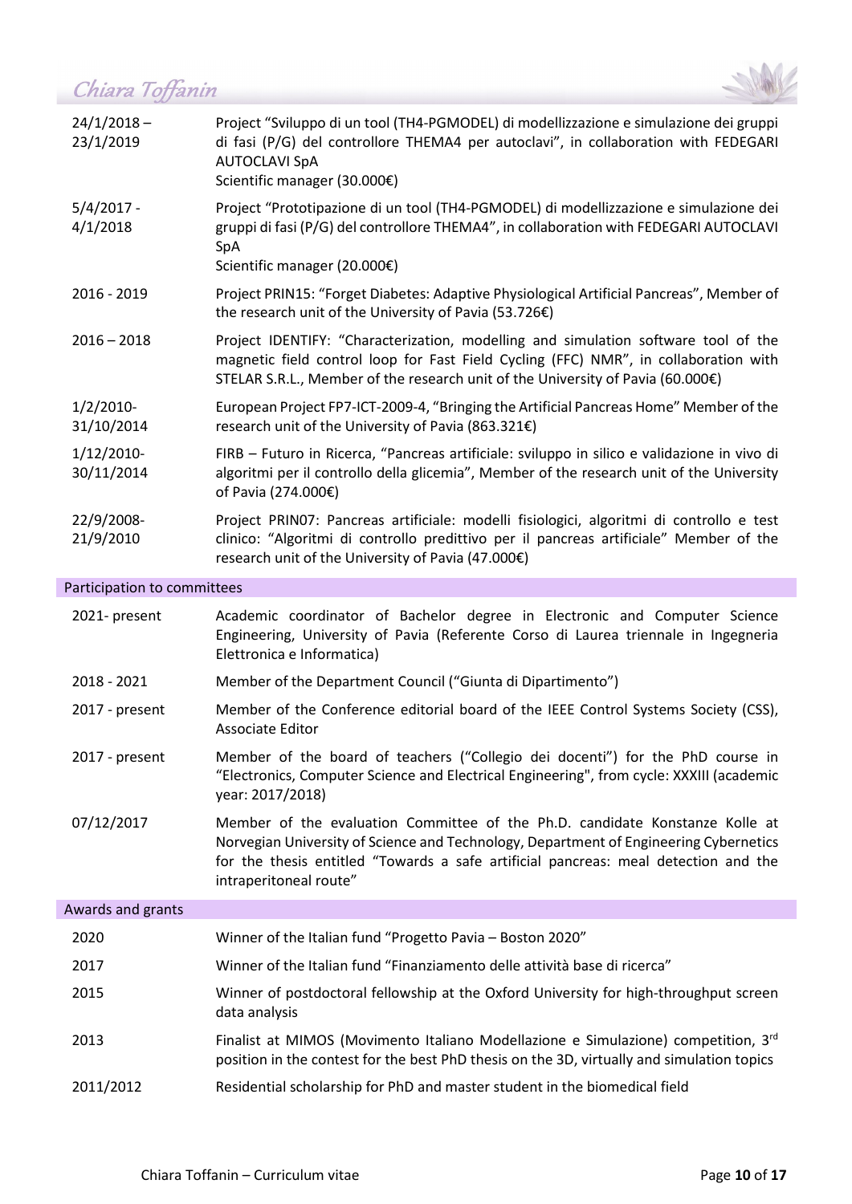| | |
|---|---|
| 24/1/2018 – 23/1/2019 | Project "Sviluppo di un tool (TH4-PGMODEL) di modellizzazione e simulazione dei gruppi di fasi (P/G) del controllore THEMA4 per autoclavi", in collaboration with FEDEGARI AUTOCLAVI SpA<br>Scientific manager (30.000€) |
| 5/4/2017 - 4/1/2018 | Project "Prototipazione di un tool (TH4-PGMODEL) di modellizzazione e simulazione dei gruppi di fasi (P/G) del controllore THEMA4", in collaboration with FEDEGARI AUTOCLAVI SpA<br>Scientific manager (20.000€) |
| 2016 - 2019 | Project PRIN15: "Forget Diabetes: Adaptive Physiological Artificial Pancreas", Member of the research unit of the University of Pavia (53.726€) |
| 2016 – 2018 | Project IDENTIFY: "Characterization, modelling and simulation software tool of the magnetic field control loop for Fast Field Cycling (FFC) NMR", in collaboration with STELAR S.R.L., Member of the research unit of the University of Pavia (60.000€) |
| 1/2/2010-31/10/2014 | European Project FP7-ICT-2009-4, "Bringing the Artificial Pancreas Home" Member of the research unit of the University of Pavia (863.321€) |
| 1/12/2010-30/11/2014 | FIRB – Futuro in Ricerca, "Pancreas artificiale: sviluppo in silico e validazione in vivo di algoritmi per il controllo della glicemia", Member of the research unit of the University of Pavia (274.000€) |
| 22/9/2008-21/9/2010 | Project PRIN07: Pancreas artificiale: modelli fisiologici, algoritmi di controllo e test clinico: "Algoritmi di controllo predittivo per il pancreas artificiale" Member of the research unit of the University of Pavia (47.000€) |

## Participation to committees

| | |
|---|---|
| 2021- present | Academic coordinator of Bachelor degree in Electronic and Computer Science Engineering, University of Pavia (Referente Corso di Laurea triennale in Ingegneria Elettronica e Informatica) |
| 2018 - 2021 | Member of the Department Council ("Giunta di Dipartimento") |
| 2017 - present | Member of the Conference editorial board of the IEEE Control Systems Society (CSS), Associate Editor |
| 2017 - present | Member of the board of teachers ("Collegio dei docenti") for the PhD course in "Electronics, Computer Science and Electrical Engineering", from cycle: XXXIII (academic year: 2017/2018) |
| 07/12/2017 | Member of the evaluation Committee of the Ph.D. candidate Konstanze Kolle at Norvegian University of Science and Technology, Department of Engineering Cybernetics for the thesis entitled "Towards a safe artificial pancreas: meal detection and the intraperitoneal route" |

## Awards and grants

| | |
|---|---|
| 2020 | Winner of the Italian fund "Progetto Pavia – Boston 2020" |
| 2017 | Winner of the Italian fund "Finanziamento delle attività base di ricerca" |
| 2015 | Winner of postdoctoral fellowship at the Oxford University for high-throughput screen data analysis |
| 2013 | Finalist at MIMOS (Movimento Italiano Modellazione e Simulazione) competition, 3rd position in the contest for the best PhD thesis on the 3D, virtually and simulation topics |
| 2011/2012 | Residential scholarship for PhD and master student in the biomedical field |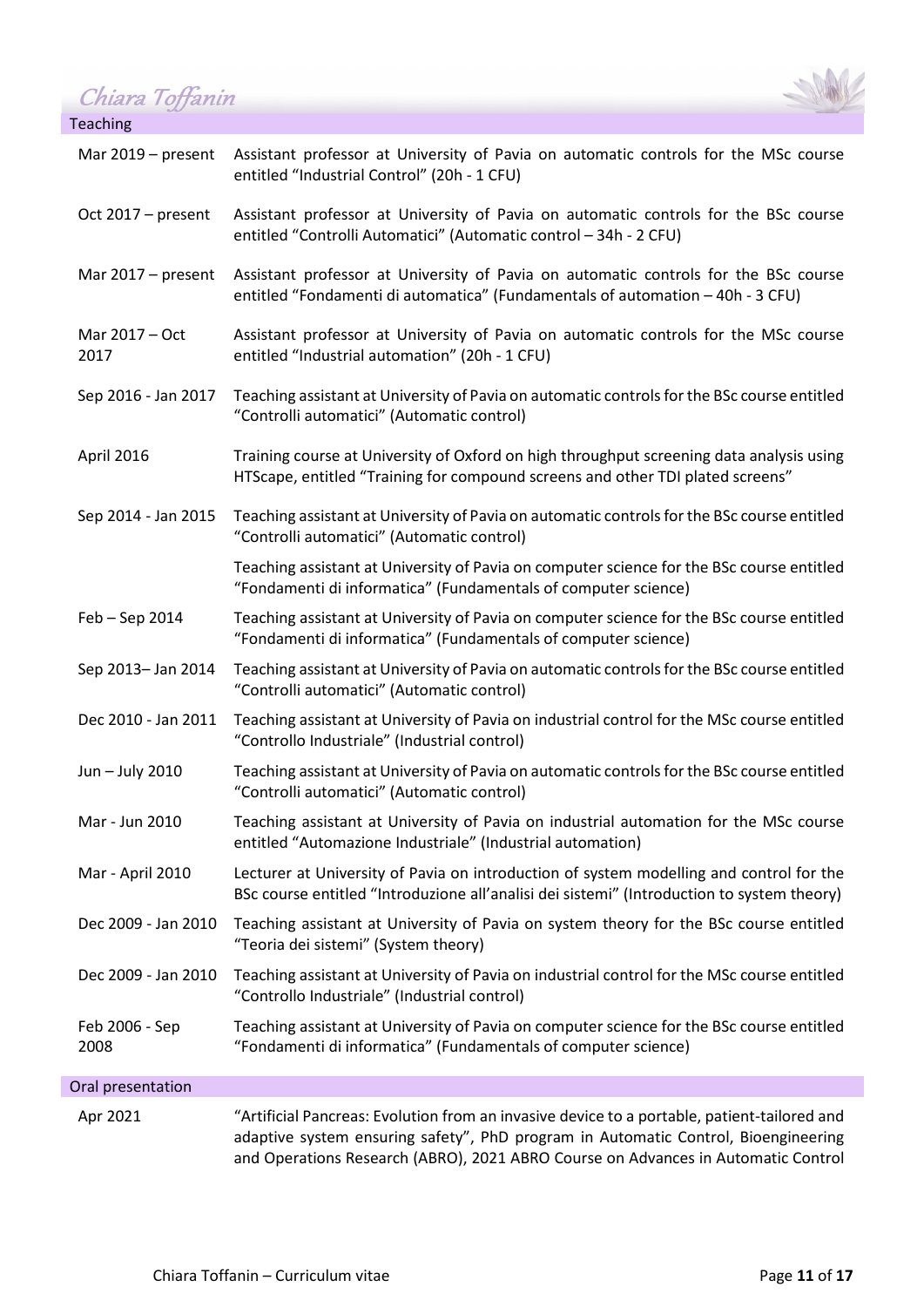## Teaching

| | |
|---|---|
| Mar 2019 – present | Assistant professor at University of Pavia on automatic controls for the MSc course entitled "Industrial Control" (20h - 1 CFU) |
| Oct 2017 – present | Assistant professor at University of Pavia on automatic controls for the BSc course entitled "Controlli Automatici" (Automatic control – 34h - 2 CFU) |
| Mar 2017 – present | Assistant professor at University of Pavia on automatic controls for the BSc course entitled "Fondamenti di automatica" (Fundamentals of automation – 40h - 3 CFU) |
| Mar 2017 – Oct 2017 | Assistant professor at University of Pavia on automatic controls for the MSc course entitled "Industrial automation" (20h - 1 CFU) |
| Sep 2016 - Jan 2017 | Teaching assistant at University of Pavia on automatic controls for the BSc course entitled "Controlli automatici" (Automatic control) |
| April 2016 | Training course at University of Oxford on high throughput screening data analysis using HTScape, entitled "Training for compound screens and other TDI plated screens" |
| Sep 2014 - Jan 2015 | Teaching assistant at University of Pavia on automatic controls for the BSc course entitled "Controlli automatici" (Automatic control) |
| | Teaching assistant at University of Pavia on computer science for the BSc course entitled "Fondamenti di informatica" (Fundamentals of computer science) |
| Feb – Sep 2014 | Teaching assistant at University of Pavia on computer science for the BSc course entitled "Fondamenti di informatica" (Fundamentals of computer science) |
| Sep 2013– Jan 2014 | Teaching assistant at University of Pavia on automatic controls for the BSc course entitled "Controlli automatici" (Automatic control) |
| Dec 2010 - Jan 2011 | Teaching assistant at University of Pavia on industrial control for the MSc course entitled "Controllo Industriale" (Industrial control) |
| Jun – July 2010 | Teaching assistant at University of Pavia on automatic controls for the BSc course entitled "Controlli automatici" (Automatic control) |
| Mar - Jun 2010 | Teaching assistant at University of Pavia on industrial automation for the MSc course entitled "Automazione Industriale" (Industrial automation) |
| Mar - April 2010 | Lecturer at University of Pavia on introduction of system modelling and control for the BSc course entitled "Introduzione all'analisi dei sistemi" (Introduction to system theory) |
| Dec 2009 - Jan 2010 | Teaching assistant at University of Pavia on system theory for the BSc course entitled "Teoria dei sistemi" (System theory) |
| Dec 2009 - Jan 2010 | Teaching assistant at University of Pavia on industrial control for the MSc course entitled "Controllo Industriale" (Industrial control) |
| Feb 2006 - Sep 2008 | Teaching assistant at University of Pavia on computer science for the BSc course entitled "Fondamenti di informatica" (Fundamentals of computer science) |

## Oral presentation

| | |
|---|---|
| Apr 2021 | "Artificial Pancreas: Evolution from an invasive device to a portable, patient-tailored and adaptive system ensuring safety", PhD program in Automatic Control, Bioengineering and Operations Research (ABRO), 2021 ABRO Course on Advances in Automatic Control |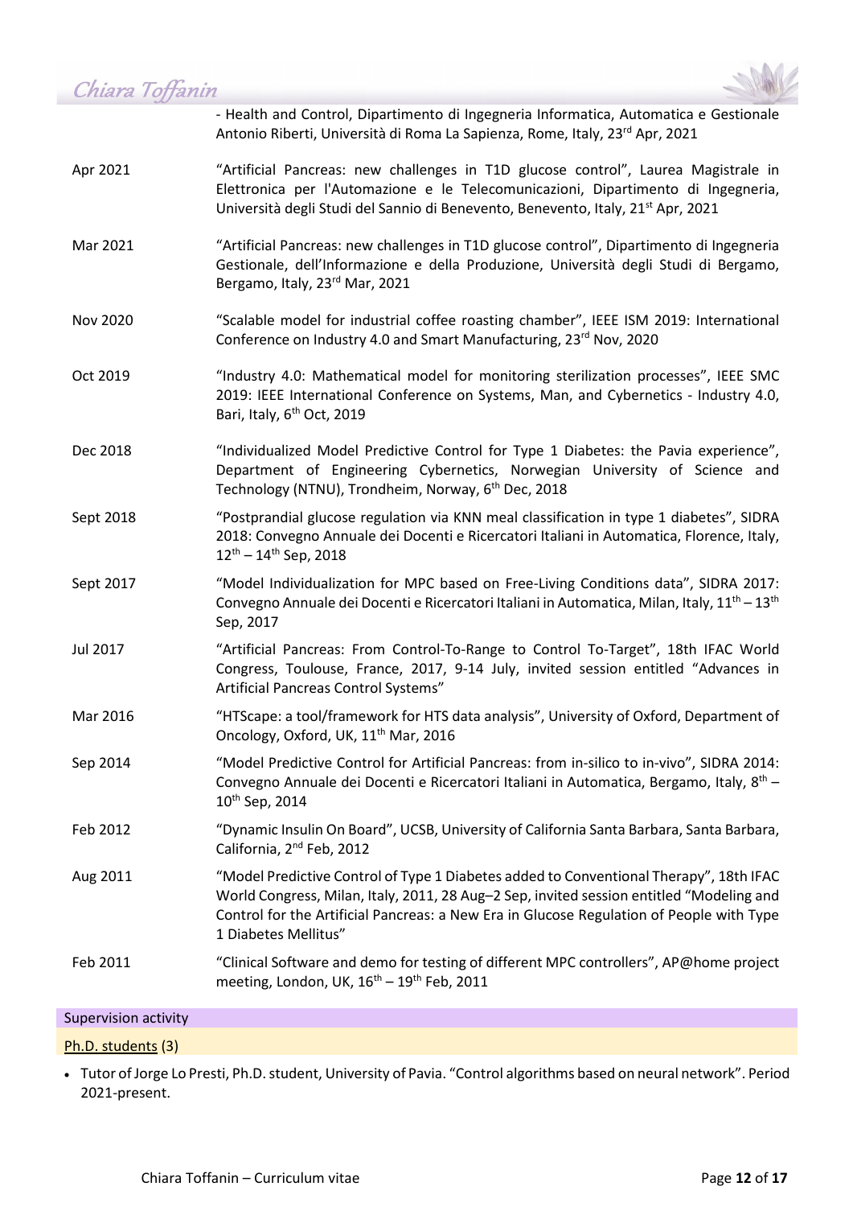| | |
|---|---|
| | - Health and Control, Dipartimento di Ingegneria Informatica, Automatica e Gestionale Antonio Riberti, Università di Roma La Sapienza, Rome, Italy, 23rd Apr, 2021 |
| Apr 2021 | "Artificial Pancreas: new challenges in T1D glucose control", Laurea Magistrale in Elettronica per l'Automazione e le Telecomunicazioni, Dipartimento di Ingegneria, Università degli Studi del Sannio di Benevento, Benevento, Italy, 21st Apr, 2021 |
| Mar 2021 | "Artificial Pancreas: new challenges in T1D glucose control", Dipartimento di Ingegneria Gestionale, dell'Informazione e della Produzione, Università degli Studi di Bergamo, Bergamo, Italy, 23rd Mar, 2021 |
| Nov 2020 | "Scalable model for industrial coffee roasting chamber", IEEE ISM 2019: International Conference on Industry 4.0 and Smart Manufacturing, 23rd Nov, 2020 |
| Oct 2019 | "Industry 4.0: Mathematical model for monitoring sterilization processes", IEEE SMC 2019: IEEE International Conference on Systems, Man, and Cybernetics - Industry 4.0, Bari, Italy, 6th Oct, 2019 |
| Dec 2018 | "Individualized Model Predictive Control for Type 1 Diabetes: the Pavia experience", Department of Engineering Cybernetics, Norwegian University of Science and Technology (NTNU), Trondheim, Norway, 6th Dec, 2018 |
| Sept 2018 | "Postprandial glucose regulation via KNN meal classification in type 1 diabetes", SIDRA 2018: Convegno Annuale dei Docenti e Ricercatori Italiani in Automatica, Florence, Italy, 12th – 14th Sep, 2018 |
| Sept 2017 | "Model Individualization for MPC based on Free-Living Conditions data", SIDRA 2017: Convegno Annuale dei Docenti e Ricercatori Italiani in Automatica, Milan, Italy, 11th – 13th Sep, 2017 |
| Jul 2017 | "Artificial Pancreas: From Control-To-Range to Control To-Target", 18th IFAC World Congress, Toulouse, France, 2017, 9-14 July, invited session entitled "Advances in Artificial Pancreas Control Systems" |
| Mar 2016 | "HTScape: a tool/framework for HTS data analysis", University of Oxford, Department of Oncology, Oxford, UK, 11th Mar, 2016 |
| Sep 2014 | "Model Predictive Control for Artificial Pancreas: from in-silico to in-vivo", SIDRA 2014: Convegno Annuale dei Docenti e Ricercatori Italiani in Automatica, Bergamo, Italy, 8th – 10th Sep, 2014 |
| Feb 2012 | "Dynamic Insulin On Board", UCSB, University of California Santa Barbara, Santa Barbara, California, 2nd Feb, 2012 |
| Aug 2011 | "Model Predictive Control of Type 1 Diabetes added to Conventional Therapy", 18th IFAC World Congress, Milan, Italy, 2011, 28 Aug–2 Sep, invited session entitled "Modeling and Control for the Artificial Pancreas: a New Era in Glucose Regulation of People with Type 1 Diabetes Mellitus" |
| Feb 2011 | "Clinical Software and demo for testing of different MPC controllers", AP@home project meeting, London, UK, 16th – 19th Feb, 2011 |

## Supervision activity

Ph.D. students (3)

- Tutor of Jorge Lo Presti, Ph.D. student, University of Pavia. "Control algorithms based on neural network". Period 2021-present.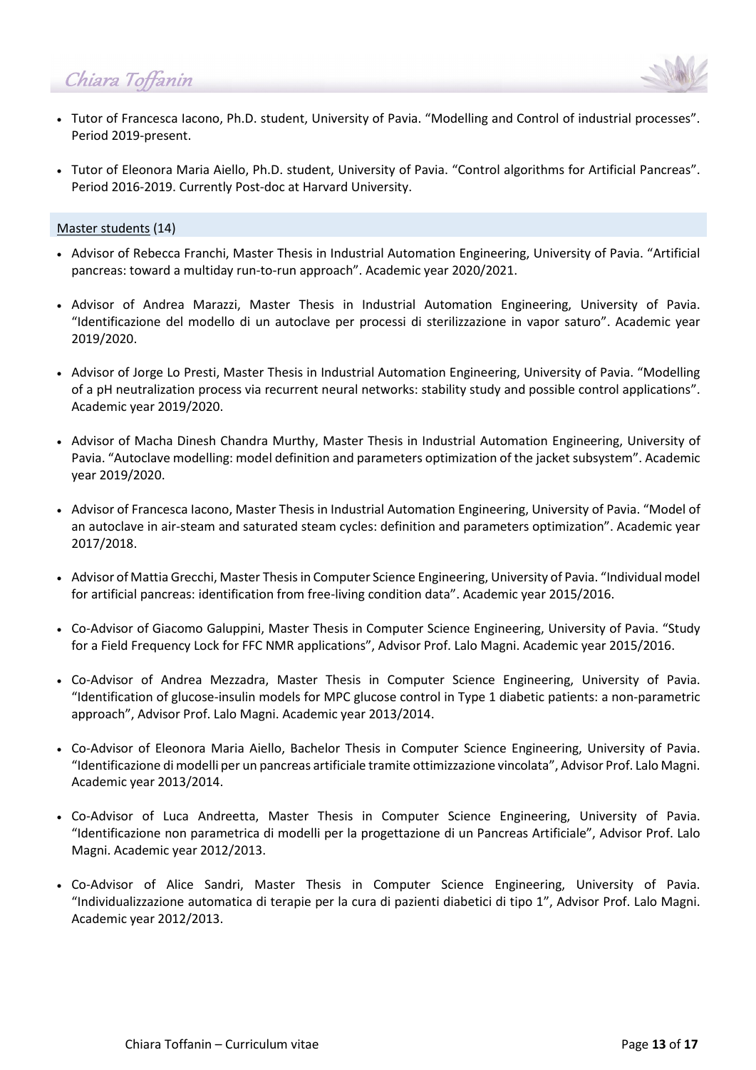- Tutor of Francesca Iacono, Ph.D. student, University of Pavia. "Modelling and Control of industrial processes". Period 2019-present.

- Tutor of Eleonora Maria Aiello, Ph.D. student, University of Pavia. "Control algorithms for Artificial Pancreas". Period 2016-2019. Currently Post-doc at Harvard University.

### Master students (14)

- Advisor of Rebecca Franchi, Master Thesis in Industrial Automation Engineering, University of Pavia. "Artificial pancreas: toward a multiday run-to-run approach". Academic year 2020/2021.

- Advisor of Andrea Marazzi, Master Thesis in Industrial Automation Engineering, University of Pavia. "Identificazione del modello di un autoclave per processi di sterilizzazione in vapor saturo". Academic year 2019/2020.

- Advisor of Jorge Lo Presti, Master Thesis in Industrial Automation Engineering, University of Pavia. "Modelling of a pH neutralization process via recurrent neural networks: stability study and possible control applications". Academic year 2019/2020.

- Advisor of Macha Dinesh Chandra Murthy, Master Thesis in Industrial Automation Engineering, University of Pavia. "Autoclave modelling: model definition and parameters optimization of the jacket subsystem". Academic year 2019/2020.

- Advisor of Francesca Iacono, Master Thesis in Industrial Automation Engineering, University of Pavia. "Model of an autoclave in air-steam and saturated steam cycles: definition and parameters optimization". Academic year 2017/2018.

- Advisor of Mattia Grecchi, Master Thesis in Computer Science Engineering, University of Pavia. "Individual model for artificial pancreas: identification from free-living condition data". Academic year 2015/2016.

- Co-Advisor of Giacomo Galuppini, Master Thesis in Computer Science Engineering, University of Pavia. "Study for a Field Frequency Lock for FFC NMR applications", Advisor Prof. Lalo Magni. Academic year 2015/2016.

- Co-Advisor of Andrea Mezzadra, Master Thesis in Computer Science Engineering, University of Pavia. "Identification of glucose-insulin models for MPC glucose control in Type 1 diabetic patients: a non-parametric approach", Advisor Prof. Lalo Magni. Academic year 2013/2014.

- Co-Advisor of Eleonora Maria Aiello, Bachelor Thesis in Computer Science Engineering, University of Pavia. "Identificazione di modelli per un pancreas artificiale tramite ottimizzazione vincolata", Advisor Prof. Lalo Magni. Academic year 2013/2014.

- Co-Advisor of Luca Andreetta, Master Thesis in Computer Science Engineering, University of Pavia. "Identificazione non parametrica di modelli per la progettazione di un Pancreas Artificiale", Advisor Prof. Lalo Magni. Academic year 2012/2013.

- Co-Advisor of Alice Sandri, Master Thesis in Computer Science Engineering, University of Pavia. "Individualizzazione automatica di terapie per la cura di pazienti diabetici di tipo 1", Advisor Prof. Lalo Magni. Academic year 2012/2013.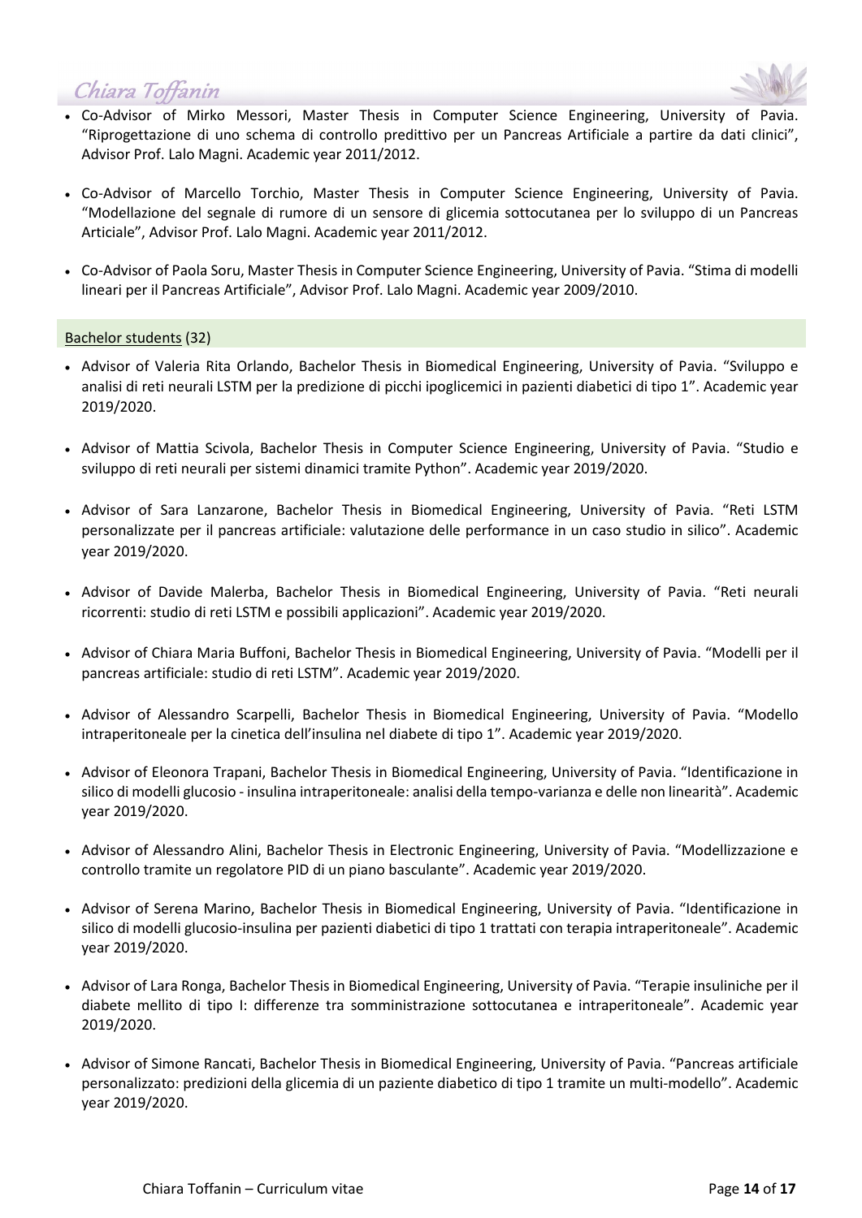- Co-Advisor of Mirko Messori, Master Thesis in Computer Science Engineering, University of Pavia. "Riprogettazione di uno schema di controllo predittivo per un Pancreas Artificiale a partire da dati clinici", Advisor Prof. Lalo Magni. Academic year 2011/2012.

- Co-Advisor of Marcello Torchio, Master Thesis in Computer Science Engineering, University of Pavia. "Modellazione del segnale di rumore di un sensore di glicemia sottocutanea per lo sviluppo di un Pancreas Articiale", Advisor Prof. Lalo Magni. Academic year 2011/2012.

- Co-Advisor of Paola Soru, Master Thesis in Computer Science Engineering, University of Pavia. "Stima di modelli lineari per il Pancreas Artificiale", Advisor Prof. Lalo Magni. Academic year 2009/2010.

Bachelor students (32)

- Advisor of Valeria Rita Orlando, Bachelor Thesis in Biomedical Engineering, University of Pavia. "Sviluppo e analisi di reti neurali LSTM per la predizione di picchi ipoglicemici in pazienti diabetici di tipo 1". Academic year 2019/2020.

- Advisor of Mattia Scivola, Bachelor Thesis in Computer Science Engineering, University of Pavia. "Studio e sviluppo di reti neurali per sistemi dinamici tramite Python". Academic year 2019/2020.

- Advisor of Sara Lanzarone, Bachelor Thesis in Biomedical Engineering, University of Pavia. "Reti LSTM personalizzate per il pancreas artificiale: valutazione delle performance in un caso studio in silico". Academic year 2019/2020.

- Advisor of Davide Malerba, Bachelor Thesis in Biomedical Engineering, University of Pavia. "Reti neurali ricorrenti: studio di reti LSTM e possibili applicazioni". Academic year 2019/2020.

- Advisor of Chiara Maria Buffoni, Bachelor Thesis in Biomedical Engineering, University of Pavia. "Modelli per il pancreas artificiale: studio di reti LSTM". Academic year 2019/2020.

- Advisor of Alessandro Scarpelli, Bachelor Thesis in Biomedical Engineering, University of Pavia. "Modello intraperitoneale per la cinetica dell'insulina nel diabete di tipo 1". Academic year 2019/2020.

- Advisor of Eleonora Trapani, Bachelor Thesis in Biomedical Engineering, University of Pavia. "Identificazione in silico di modelli glucosio - insulina intraperitoneale: analisi della tempo-varianza e delle non linearità". Academic year 2019/2020.

- Advisor of Alessandro Alini, Bachelor Thesis in Electronic Engineering, University of Pavia. "Modellizzazione e controllo tramite un regolatore PID di un piano basculante". Academic year 2019/2020.

- Advisor of Serena Marino, Bachelor Thesis in Biomedical Engineering, University of Pavia. "Identificazione in silico di modelli glucosio-insulina per pazienti diabetici di tipo 1 trattati con terapia intraperitoneale". Academic year 2019/2020.

- Advisor of Lara Ronga, Bachelor Thesis in Biomedical Engineering, University of Pavia. "Terapie insuliniche per il diabete mellito di tipo I: differenze tra somministrazione sottocutanea e intraperitoneale". Academic year 2019/2020.

- Advisor of Simone Rancati, Bachelor Thesis in Biomedical Engineering, University of Pavia. "Pancreas artificiale personalizzato: predizioni della glicemia di un paziente diabetico di tipo 1 tramite un multi-modello". Academic year 2019/2020.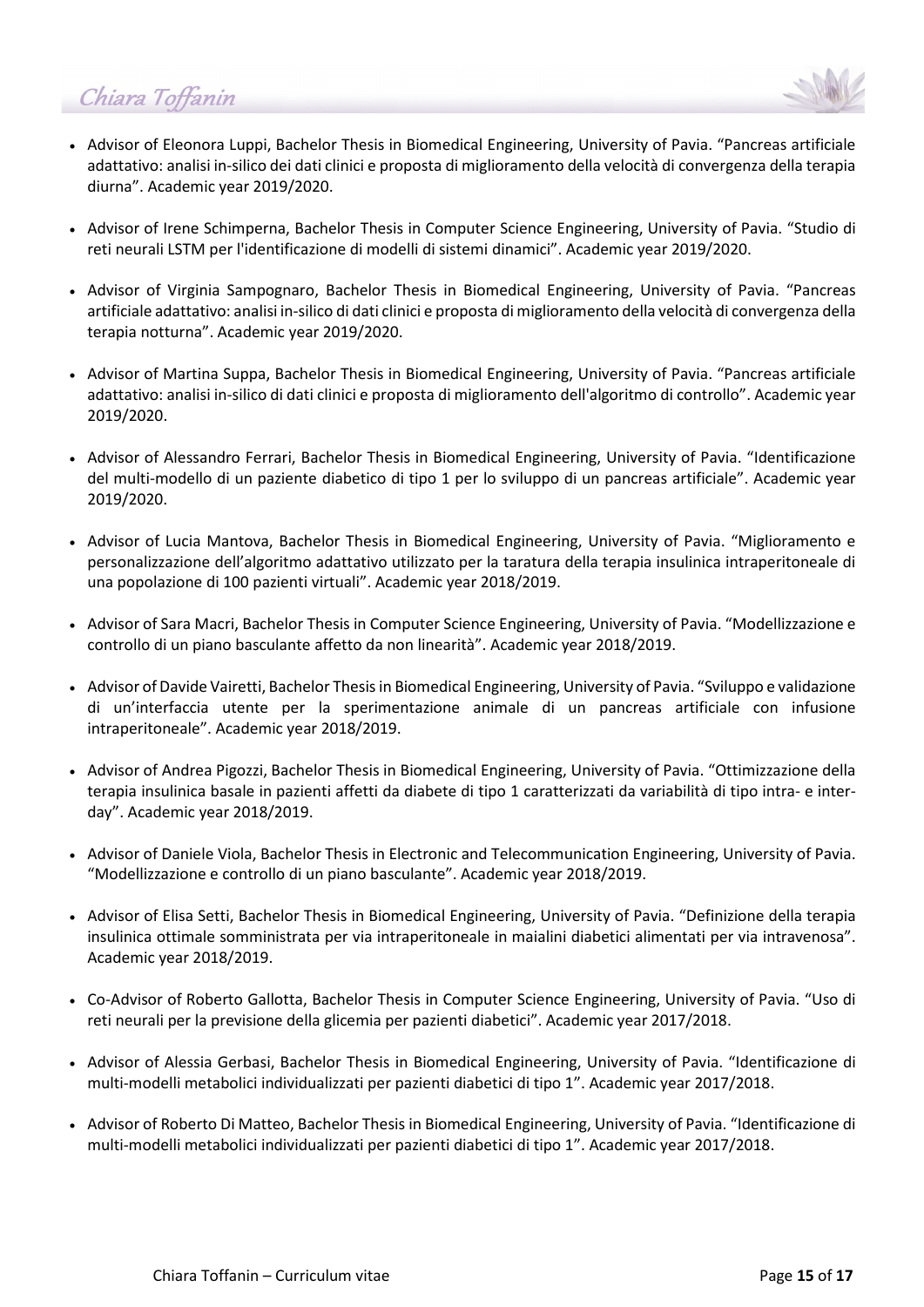- Advisor of Eleonora Luppi, Bachelor Thesis in Biomedical Engineering, University of Pavia. "Pancreas artificiale adattativo: analisi in-silico dei dati clinici e proposta di miglioramento della velocità di convergenza della terapia diurna". Academic year 2019/2020.

- Advisor of Irene Schimperna, Bachelor Thesis in Computer Science Engineering, University of Pavia. "Studio di reti neurali LSTM per l'identificazione di modelli di sistemi dinamici". Academic year 2019/2020.

- Advisor of Virginia Sampognaro, Bachelor Thesis in Biomedical Engineering, University of Pavia. "Pancreas artificiale adattativo: analisi in-silico di dati clinici e proposta di miglioramento della velocità di convergenza della terapia notturna". Academic year 2019/2020.

- Advisor of Martina Suppa, Bachelor Thesis in Biomedical Engineering, University of Pavia. "Pancreas artificiale adattativo: analisi in-silico di dati clinici e proposta di miglioramento dell'algoritmo di controllo". Academic year 2019/2020.

- Advisor of Alessandro Ferrari, Bachelor Thesis in Biomedical Engineering, University of Pavia. "Identificazione del multi-modello di un paziente diabetico di tipo 1 per lo sviluppo di un pancreas artificiale". Academic year 2019/2020.

- Advisor of Lucia Mantova, Bachelor Thesis in Biomedical Engineering, University of Pavia. "Miglioramento e personalizzazione dell'algoritmo adattativo utilizzato per la taratura della terapia insulinica intraperitoneale di una popolazione di 100 pazienti virtuali". Academic year 2018/2019.

- Advisor of Sara Macri, Bachelor Thesis in Computer Science Engineering, University of Pavia. "Modellizzazione e controllo di un piano basculante affetto da non linearità". Academic year 2018/2019.

- Advisor of Davide Vairetti, Bachelor Thesis in Biomedical Engineering, University of Pavia. "Sviluppo e validazione di un'interfaccia utente per la sperimentazione animale di un pancreas artificiale con infusione intraperitoneale". Academic year 2018/2019.

- Advisor of Andrea Pigozzi, Bachelor Thesis in Biomedical Engineering, University of Pavia. "Ottimizzazione della terapia insulinica basale in pazienti affetti da diabete di tipo 1 caratterizzati da variabilità di tipo intra- e inter-day". Academic year 2018/2019.

- Advisor of Daniele Viola, Bachelor Thesis in Electronic and Telecommunication Engineering, University of Pavia. "Modellizzazione e controllo di un piano basculante". Academic year 2018/2019.

- Advisor of Elisa Setti, Bachelor Thesis in Biomedical Engineering, University of Pavia. "Definizione della terapia insulinica ottimale somministrata per via intraperitoneale in maialini diabetici alimentati per via intravenosa". Academic year 2018/2019.

- Co-Advisor of Roberto Gallotta, Bachelor Thesis in Computer Science Engineering, University of Pavia. "Uso di reti neurali per la previsione della glicemia per pazienti diabetici". Academic year 2017/2018.

- Advisor of Alessia Gerbasi, Bachelor Thesis in Biomedical Engineering, University of Pavia. "Identificazione di multi-modelli metabolici individualizzati per pazienti diabetici di tipo 1". Academic year 2017/2018.

- Advisor of Roberto Di Matteo, Bachelor Thesis in Biomedical Engineering, University of Pavia. "Identificazione di multi-modelli metabolici individualizzati per pazienti diabetici di tipo 1". Academic year 2017/2018.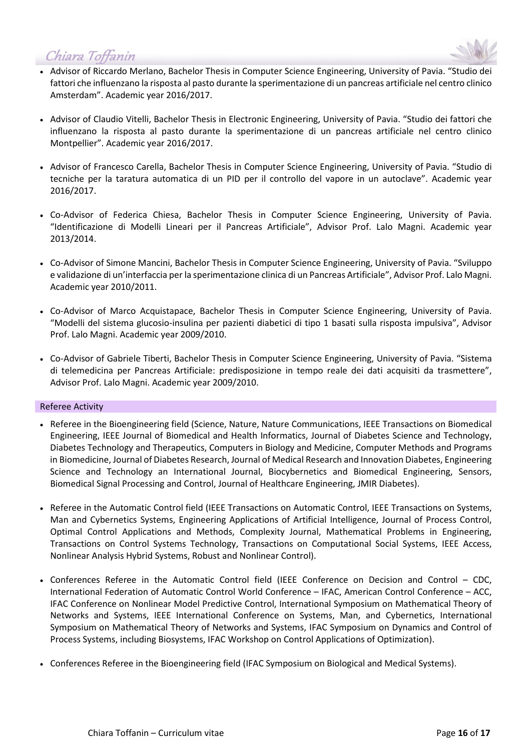- Advisor of Riccardo Merlano, Bachelor Thesis in Computer Science Engineering, University of Pavia. "Studio dei fattori che influenzano la risposta al pasto durante la sperimentazione di un pancreas artificiale nel centro clinico Amsterdam". Academic year 2016/2017.

- Advisor of Claudio Vitelli, Bachelor Thesis in Electronic Engineering, University of Pavia. "Studio dei fattori che influenzano la risposta al pasto durante la sperimentazione di un pancreas artificiale nel centro clinico Montpellier". Academic year 2016/2017.

- Advisor of Francesco Carella, Bachelor Thesis in Computer Science Engineering, University of Pavia. "Studio di tecniche per la taratura automatica di un PID per il controllo del vapore in un autoclave". Academic year 2016/2017.

- Co-Advisor of Federica Chiesa, Bachelor Thesis in Computer Science Engineering, University of Pavia. "Identificazione di Modelli Lineari per il Pancreas Artificiale", Advisor Prof. Lalo Magni. Academic year 2013/2014.

- Co-Advisor of Simone Mancini, Bachelor Thesis in Computer Science Engineering, University of Pavia. "Sviluppo e validazione di un'interfaccia per la sperimentazione clinica di un Pancreas Artificiale", Advisor Prof. Lalo Magni. Academic year 2010/2011.

- Co-Advisor of Marco Acquistapace, Bachelor Thesis in Computer Science Engineering, University of Pavia. "Modelli del sistema glucosio-insulina per pazienti diabetici di tipo 1 basati sulla risposta impulsiva", Advisor Prof. Lalo Magni. Academic year 2009/2010.

- Co-Advisor of Gabriele Tiberti, Bachelor Thesis in Computer Science Engineering, University of Pavia. "Sistema di telemedicina per Pancreas Artificiale: predisposizione in tempo reale dei dati acquisiti da trasmettere", Advisor Prof. Lalo Magni. Academic year 2009/2010.

## Referee Activity

- Referee in the Bioengineering field (Science, Nature, Nature Communications, IEEE Transactions on Biomedical Engineering, IEEE Journal of Biomedical and Health Informatics, Journal of Diabetes Science and Technology, Diabetes Technology and Therapeutics, Computers in Biology and Medicine, Computer Methods and Programs in Biomedicine, Journal of Diabetes Research, Journal of Medical Research and Innovation Diabetes, Engineering Science and Technology an International Journal, Biocybernetics and Biomedical Engineering, Sensors, Biomedical Signal Processing and Control, Journal of Healthcare Engineering, JMIR Diabetes).

- Referee in the Automatic Control field (IEEE Transactions on Automatic Control, IEEE Transactions on Systems, Man and Cybernetics Systems, Engineering Applications of Artificial Intelligence, Journal of Process Control, Optimal Control Applications and Methods, Complexity Journal, Mathematical Problems in Engineering, Transactions on Control Systems Technology, Transactions on Computational Social Systems, IEEE Access, Nonlinear Analysis Hybrid Systems, Robust and Nonlinear Control).

- Conferences Referee in the Automatic Control field (IEEE Conference on Decision and Control – CDC, International Federation of Automatic Control World Conference – IFAC, American Control Conference – ACC, IFAC Conference on Nonlinear Model Predictive Control, International Symposium on Mathematical Theory of Networks and Systems, IEEE International Conference on Systems, Man, and Cybernetics, International Symposium on Mathematical Theory of Networks and Systems, IFAC Symposium on Dynamics and Control of Process Systems, including Biosystems, IFAC Workshop on Control Applications of Optimization).

- Conferences Referee in the Bioengineering field (IFAC Symposium on Biological and Medical Systems).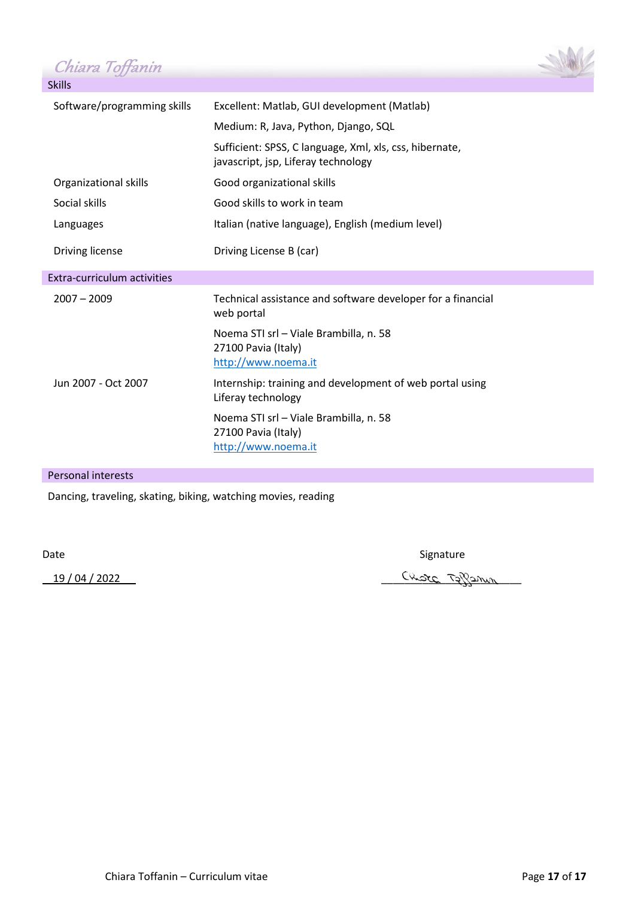## Skills

| | |
|---|---|
| Software/programming skills | Excellent: Matlab, GUI development (Matlab) |
| | Medium: R, Java, Python, Django, SQL |
| | Sufficient: SPSS, C language, Xml, xls, css, hibernate, javascript, jsp, Liferay technology |
| Organizational skills | Good organizational skills |
| Social skills | Good skills to work in team |
| Languages | Italian (native language), English (medium level) |
| Driving license | Driving License B (car) |

## Extra-curriculum activities

| | |
|---|---|
| 2007 – 2009 | Technical assistance and software developer for a financial web portal |
| | Noema STI srl – Viale Brambilla, n. 58<br>27100 Pavia (Italy)<br>http://www.noema.it |
| Jun 2007 - Oct 2007 | Internship: training and development of web portal using Liferay technology |
| | Noema STI srl – Viale Brambilla, n. 58<br>27100 Pavia (Italy)<br>http://www.noema.it |

## Personal interests

Dancing, traveling, skating, biking, watching movies, reading

Date

19 / 04 / 2022

Signature

Chiara Toffanin